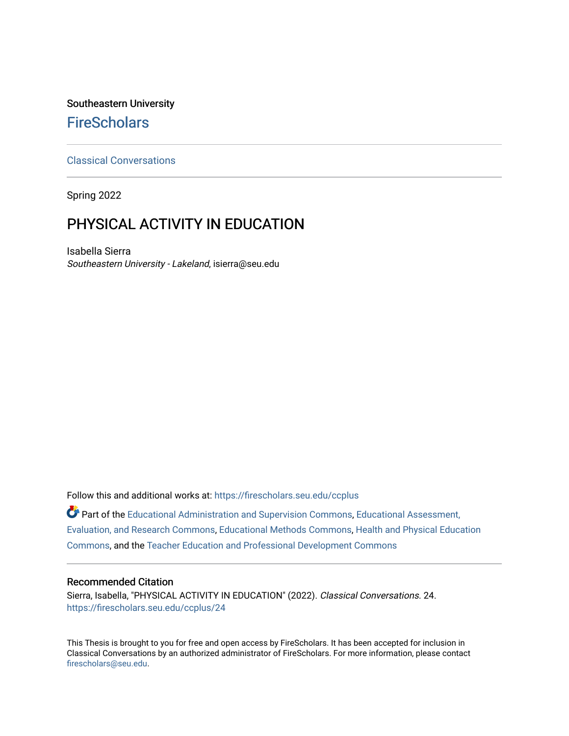Southeastern University

# FireScholars

Classical Conversations

Spring 2022

## PHYSICAL ACTIVITY IN EDUCATION

Isabella Sierra
*Southeastern University - Lakeland*, isierra@seu.edu

Follow this and additional works at: https://firescholars.seu.edu/ccplus

Part of the Educational Administration and Supervision Commons, Educational Assessment, Evaluation, and Research Commons, Educational Methods Commons, Health and Physical Education Commons, and the Teacher Education and Professional Development Commons

### Recommended Citation

Sierra, Isabella, "PHYSICAL ACTIVITY IN EDUCATION" (2022). *Classical Conversations*. 24.
https://firescholars.seu.edu/ccplus/24

This Thesis is brought to you for free and open access by FireScholars. It has been accepted for inclusion in Classical Conversations by an authorized administrator of FireScholars. For more information, please contact firescholars@seu.edu.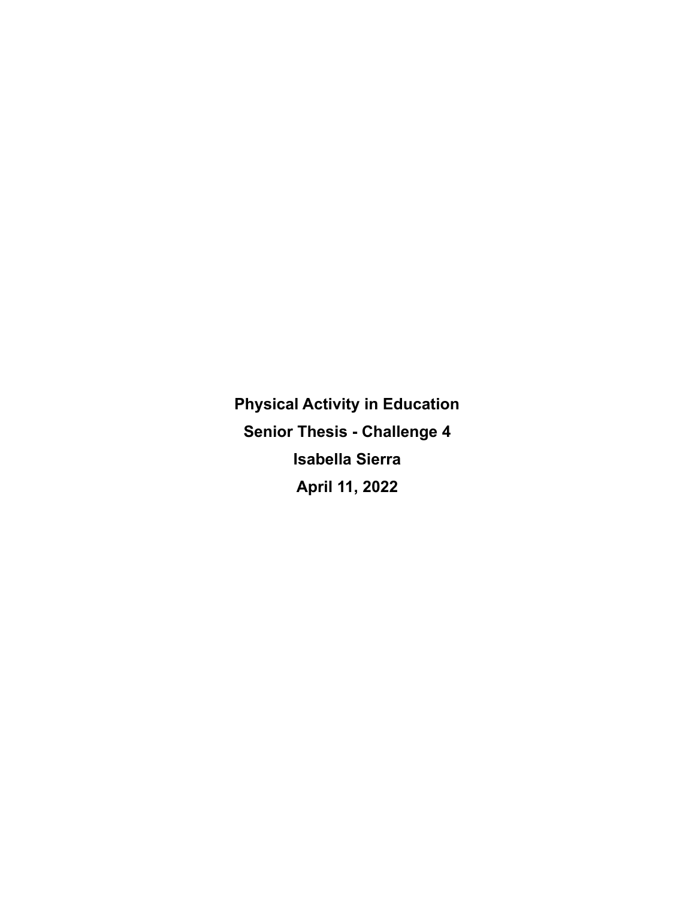**Physical Activity in Education**

**Senior Thesis - Challenge 4**

**Isabella Sierra**

**April 11, 2022**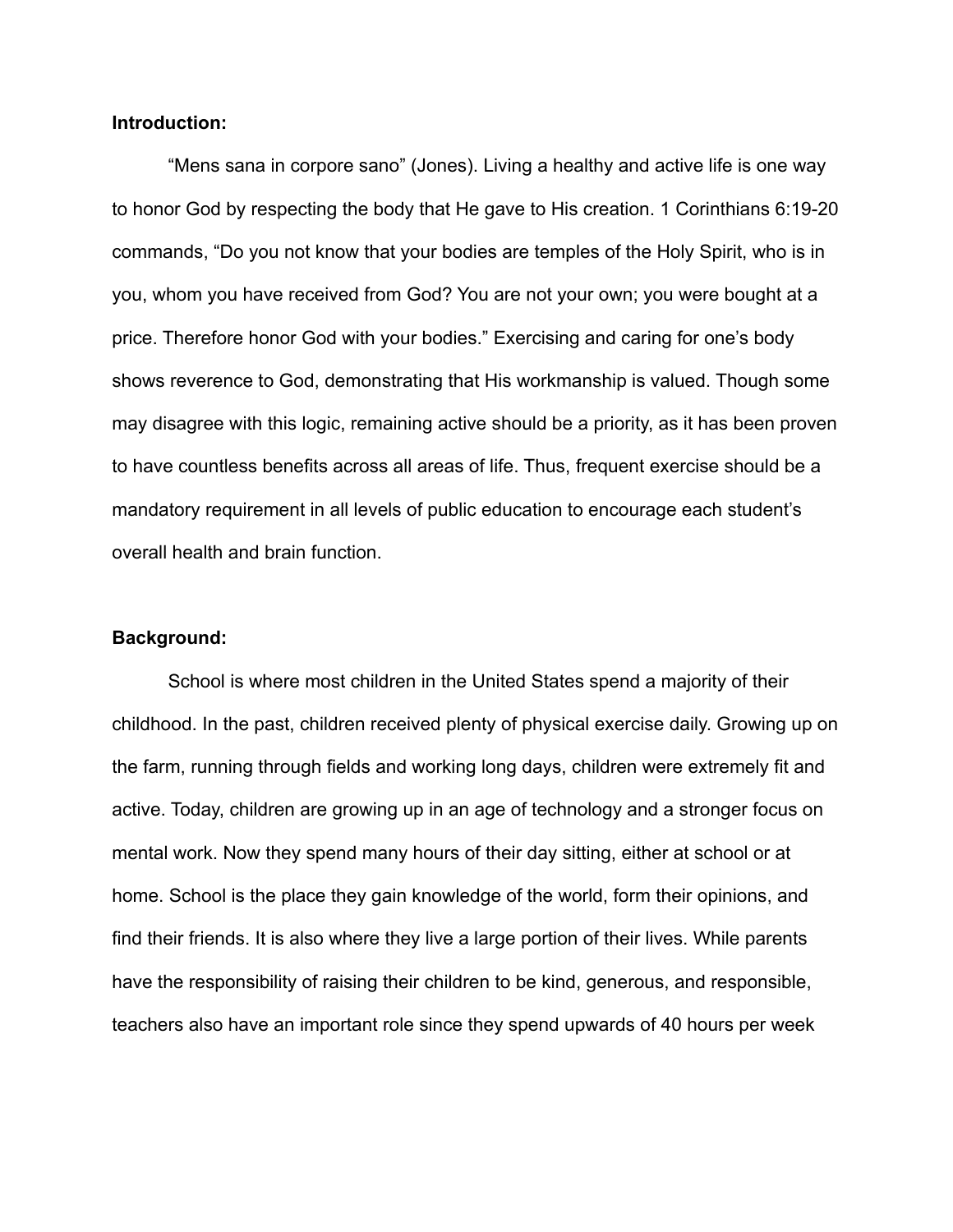**Introduction:**

"Mens sana in corpore sano" (Jones). Living a healthy and active life is one way to honor God by respecting the body that He gave to His creation. 1 Corinthians 6:19-20 commands, "Do you not know that your bodies are temples of the Holy Spirit, who is in you, whom you have received from God? You are not your own; you were bought at a price. Therefore honor God with your bodies." Exercising and caring for one's body shows reverence to God, demonstrating that His workmanship is valued. Though some may disagree with this logic, remaining active should be a priority, as it has been proven to have countless benefits across all areas of life. Thus, frequent exercise should be a mandatory requirement in all levels of public education to encourage each student's overall health and brain function.

**Background:**

School is where most children in the United States spend a majority of their childhood. In the past, children received plenty of physical exercise daily. Growing up on the farm, running through fields and working long days, children were extremely fit and active. Today, children are growing up in an age of technology and a stronger focus on mental work. Now they spend many hours of their day sitting, either at school or at home. School is the place they gain knowledge of the world, form their opinions, and find their friends. It is also where they live a large portion of their lives. While parents have the responsibility of raising their children to be kind, generous, and responsible, teachers also have an important role since they spend upwards of 40 hours per week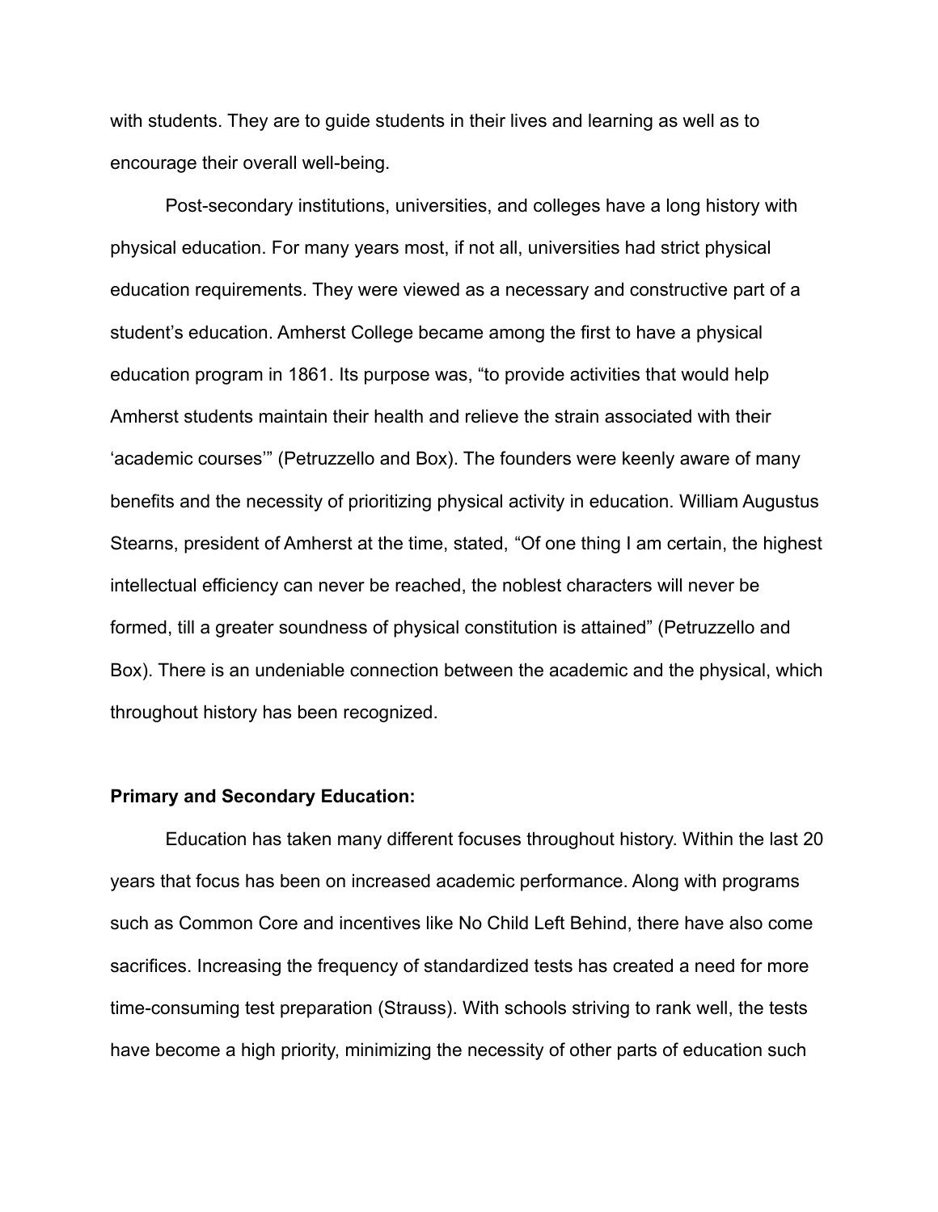with students. They are to guide students in their lives and learning as well as to encourage their overall well-being.

Post-secondary institutions, universities, and colleges have a long history with physical education. For many years most, if not all, universities had strict physical education requirements. They were viewed as a necessary and constructive part of a student's education. Amherst College became among the first to have a physical education program in 1861. Its purpose was, "to provide activities that would help Amherst students maintain their health and relieve the strain associated with their 'academic courses'" (Petruzzello and Box). The founders were keenly aware of many benefits and the necessity of prioritizing physical activity in education. William Augustus Stearns, president of Amherst at the time, stated, "Of one thing I am certain, the highest intellectual efficiency can never be reached, the noblest characters will never be formed, till a greater soundness of physical constitution is attained" (Petruzzello and Box). There is an undeniable connection between the academic and the physical, which throughout history has been recognized.

**Primary and Secondary Education:**

Education has taken many different focuses throughout history. Within the last 20 years that focus has been on increased academic performance. Along with programs such as Common Core and incentives like No Child Left Behind, there have also come sacrifices. Increasing the frequency of standardized tests has created a need for more time-consuming test preparation (Strauss). With schools striving to rank well, the tests have become a high priority, minimizing the necessity of other parts of education such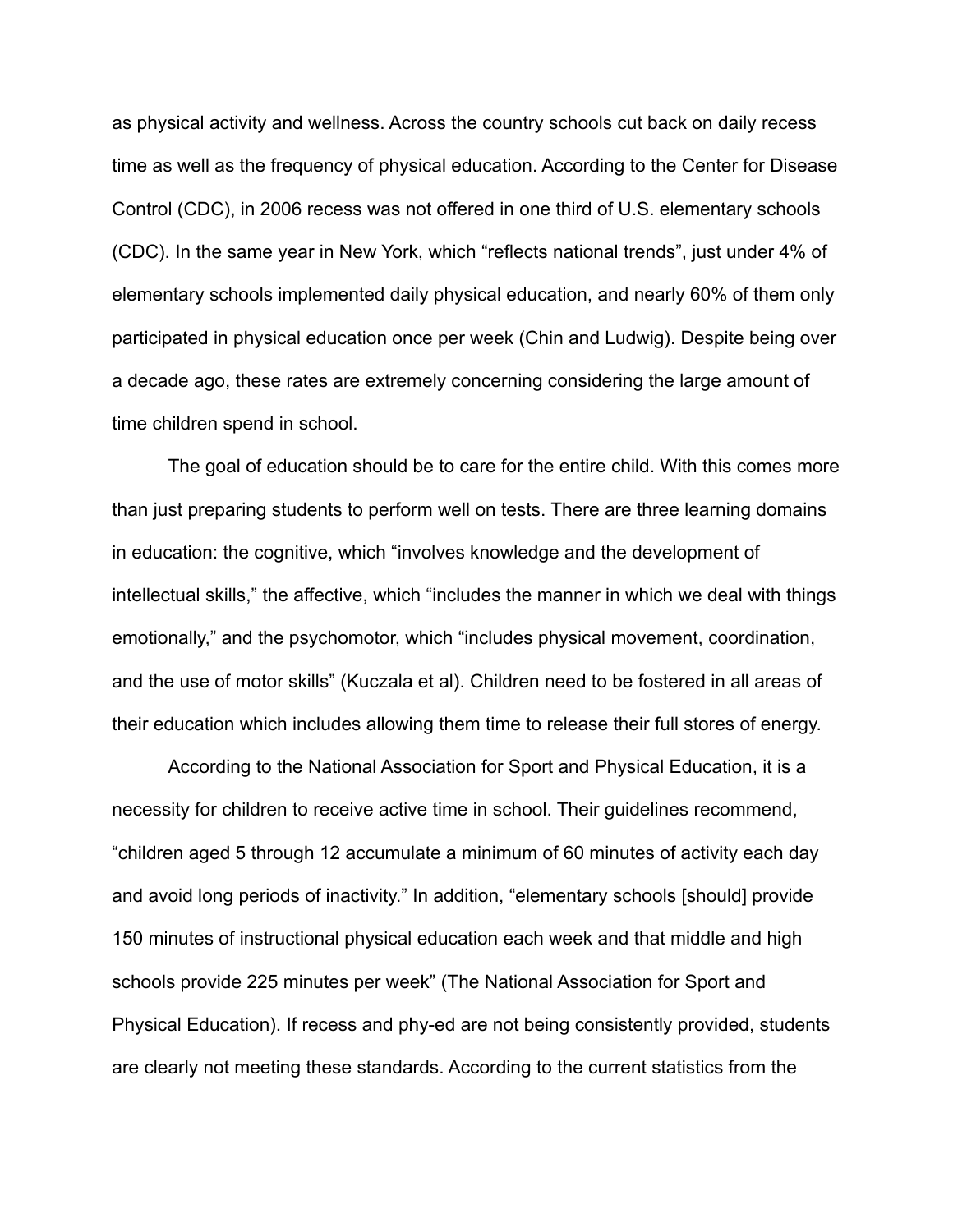as physical activity and wellness. Across the country schools cut back on daily recess time as well as the frequency of physical education. According to the Center for Disease Control (CDC), in 2006 recess was not offered in one third of U.S. elementary schools (CDC). In the same year in New York, which “reflects national trends”, just under 4% of elementary schools implemented daily physical education, and nearly 60% of them only participated in physical education once per week (Chin and Ludwig). Despite being over a decade ago, these rates are extremely concerning considering the large amount of time children spend in school.

The goal of education should be to care for the entire child. With this comes more than just preparing students to perform well on tests. There are three learning domains in education: the cognitive, which “involves knowledge and the development of intellectual skills,” the affective, which “includes the manner in which we deal with things emotionally,” and the psychomotor, which “includes physical movement, coordination, and the use of motor skills” (Kuczala et al). Children need to be fostered in all areas of their education which includes allowing them time to release their full stores of energy.

According to the National Association for Sport and Physical Education, it is a necessity for children to receive active time in school. Their guidelines recommend, “children aged 5 through 12 accumulate a minimum of 60 minutes of activity each day and avoid long periods of inactivity.” In addition, “elementary schools [should] provide 150 minutes of instructional physical education each week and that middle and high schools provide 225 minutes per week” (The National Association for Sport and Physical Education). If recess and phy-ed are not being consistently provided, students are clearly not meeting these standards. According to the current statistics from the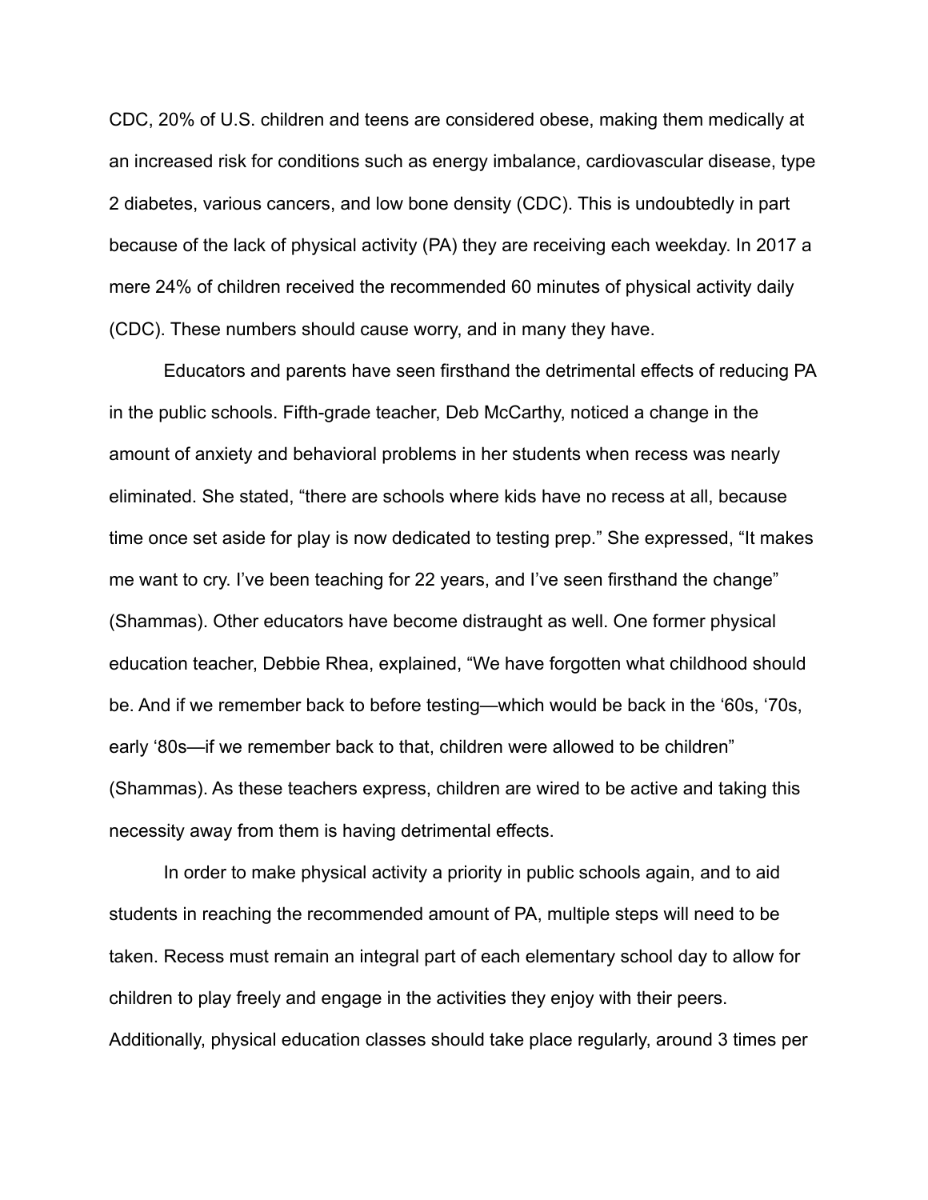CDC, 20% of U.S. children and teens are considered obese, making them medically at an increased risk for conditions such as energy imbalance, cardiovascular disease, type 2 diabetes, various cancers, and low bone density (CDC). This is undoubtedly in part because of the lack of physical activity (PA) they are receiving each weekday. In 2017 a mere 24% of children received the recommended 60 minutes of physical activity daily (CDC). These numbers should cause worry, and in many they have.

Educators and parents have seen firsthand the detrimental effects of reducing PA in the public schools. Fifth-grade teacher, Deb McCarthy, noticed a change in the amount of anxiety and behavioral problems in her students when recess was nearly eliminated. She stated, "there are schools where kids have no recess at all, because time once set aside for play is now dedicated to testing prep." She expressed, "It makes me want to cry. I've been teaching for 22 years, and I've seen firsthand the change" (Shammas). Other educators have become distraught as well. One former physical education teacher, Debbie Rhea, explained, "We have forgotten what childhood should be. And if we remember back to before testing—which would be back in the '60s, '70s, early '80s—if we remember back to that, children were allowed to be children" (Shammas). As these teachers express, children are wired to be active and taking this necessity away from them is having detrimental effects.

In order to make physical activity a priority in public schools again, and to aid students in reaching the recommended amount of PA, multiple steps will need to be taken. Recess must remain an integral part of each elementary school day to allow for children to play freely and engage in the activities they enjoy with their peers. Additionally, physical education classes should take place regularly, around 3 times per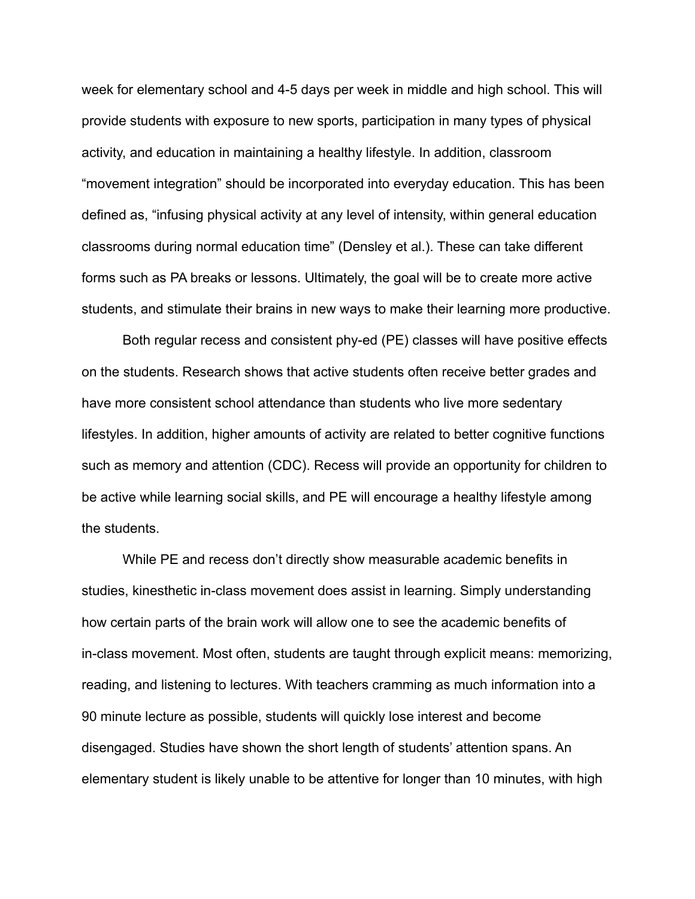week for elementary school and 4-5 days per week in middle and high school. This will provide students with exposure to new sports, participation in many types of physical activity, and education in maintaining a healthy lifestyle. In addition, classroom "movement integration" should be incorporated into everyday education. This has been defined as, "infusing physical activity at any level of intensity, within general education classrooms during normal education time" (Densley et al.). These can take different forms such as PA breaks or lessons. Ultimately, the goal will be to create more active students, and stimulate their brains in new ways to make their learning more productive.

Both regular recess and consistent phy-ed (PE) classes will have positive effects on the students. Research shows that active students often receive better grades and have more consistent school attendance than students who live more sedentary lifestyles. In addition, higher amounts of activity are related to better cognitive functions such as memory and attention (CDC). Recess will provide an opportunity for children to be active while learning social skills, and PE will encourage a healthy lifestyle among the students.

While PE and recess don't directly show measurable academic benefits in studies, kinesthetic in-class movement does assist in learning. Simply understanding how certain parts of the brain work will allow one to see the academic benefits of in-class movement. Most often, students are taught through explicit means: memorizing, reading, and listening to lectures. With teachers cramming as much information into a 90 minute lecture as possible, students will quickly lose interest and become disengaged. Studies have shown the short length of students' attention spans. An elementary student is likely unable to be attentive for longer than 10 minutes, with high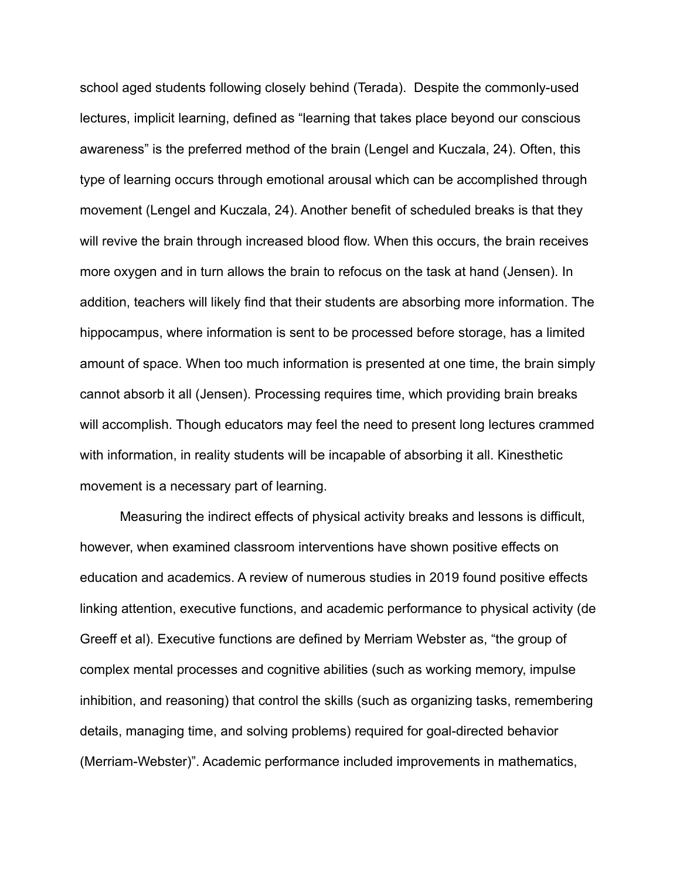school aged students following closely behind (Terada). Despite the commonly-used lectures, implicit learning, defined as “learning that takes place beyond our conscious awareness” is the preferred method of the brain (Lengel and Kuczala, 24). Often, this type of learning occurs through emotional arousal which can be accomplished through movement (Lengel and Kuczala, 24). Another benefit of scheduled breaks is that they will revive the brain through increased blood flow. When this occurs, the brain receives more oxygen and in turn allows the brain to refocus on the task at hand (Jensen). In addition, teachers will likely find that their students are absorbing more information. The hippocampus, where information is sent to be processed before storage, has a limited amount of space. When too much information is presented at one time, the brain simply cannot absorb it all (Jensen). Processing requires time, which providing brain breaks will accomplish. Though educators may feel the need to present long lectures crammed with information, in reality students will be incapable of absorbing it all. Kinesthetic movement is a necessary part of learning.

Measuring the indirect effects of physical activity breaks and lessons is difficult, however, when examined classroom interventions have shown positive effects on education and academics. A review of numerous studies in 2019 found positive effects linking attention, executive functions, and academic performance to physical activity (de Greeff et al). Executive functions are defined by Merriam Webster as, “the group of complex mental processes and cognitive abilities (such as working memory, impulse inhibition, and reasoning) that control the skills (such as organizing tasks, remembering details, managing time, and solving problems) required for goal-directed behavior (Merriam-Webster)”. Academic performance included improvements in mathematics,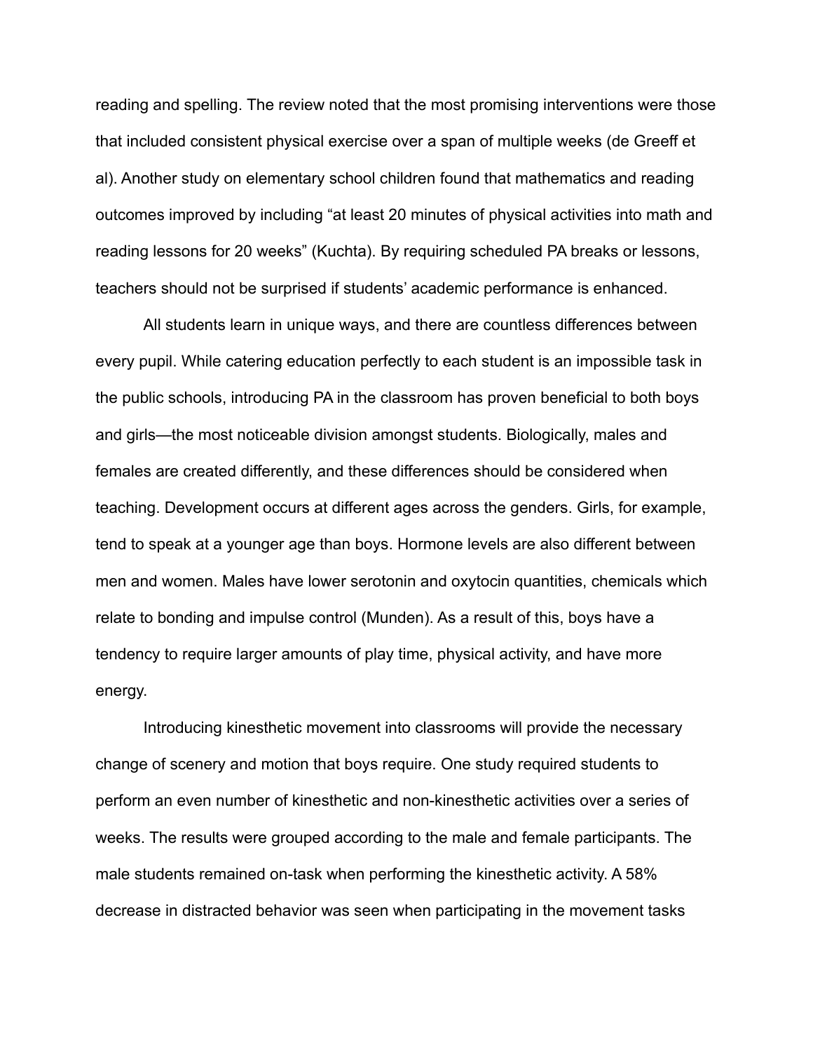reading and spelling. The review noted that the most promising interventions were those that included consistent physical exercise over a span of multiple weeks (de Greeff et al). Another study on elementary school children found that mathematics and reading outcomes improved by including "at least 20 minutes of physical activities into math and reading lessons for 20 weeks" (Kuchta). By requiring scheduled PA breaks or lessons, teachers should not be surprised if students' academic performance is enhanced.

All students learn in unique ways, and there are countless differences between every pupil. While catering education perfectly to each student is an impossible task in the public schools, introducing PA in the classroom has proven beneficial to both boys and girls—the most noticeable division amongst students. Biologically, males and females are created differently, and these differences should be considered when teaching. Development occurs at different ages across the genders. Girls, for example, tend to speak at a younger age than boys. Hormone levels are also different between men and women. Males have lower serotonin and oxytocin quantities, chemicals which relate to bonding and impulse control (Munden). As a result of this, boys have a tendency to require larger amounts of play time, physical activity, and have more energy.

Introducing kinesthetic movement into classrooms will provide the necessary change of scenery and motion that boys require. One study required students to perform an even number of kinesthetic and non-kinesthetic activities over a series of weeks. The results were grouped according to the male and female participants. The male students remained on-task when performing the kinesthetic activity. A 58% decrease in distracted behavior was seen when participating in the movement tasks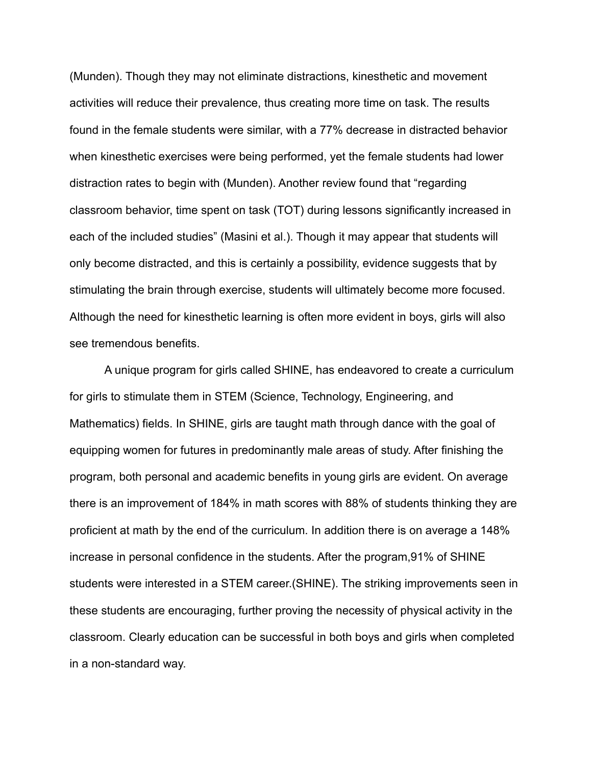(Munden). Though they may not eliminate distractions, kinesthetic and movement activities will reduce their prevalence, thus creating more time on task. The results found in the female students were similar, with a 77% decrease in distracted behavior when kinesthetic exercises were being performed, yet the female students had lower distraction rates to begin with (Munden). Another review found that “regarding classroom behavior, time spent on task (TOT) during lessons significantly increased in each of the included studies” (Masini et al.). Though it may appear that students will only become distracted, and this is certainly a possibility, evidence suggests that by stimulating the brain through exercise, students will ultimately become more focused. Although the need for kinesthetic learning is often more evident in boys, girls will also see tremendous benefits.

A unique program for girls called SHINE, has endeavored to create a curriculum for girls to stimulate them in STEM (Science, Technology, Engineering, and Mathematics) fields. In SHINE, girls are taught math through dance with the goal of equipping women for futures in predominantly male areas of study. After finishing the program, both personal and academic benefits in young girls are evident. On average there is an improvement of 184% in math scores with 88% of students thinking they are proficient at math by the end of the curriculum. In addition there is on average a 148% increase in personal confidence in the students. After the program,91% of SHINE students were interested in a STEM career.(SHINE). The striking improvements seen in these students are encouraging, further proving the necessity of physical activity in the classroom. Clearly education can be successful in both boys and girls when completed in a non-standard way.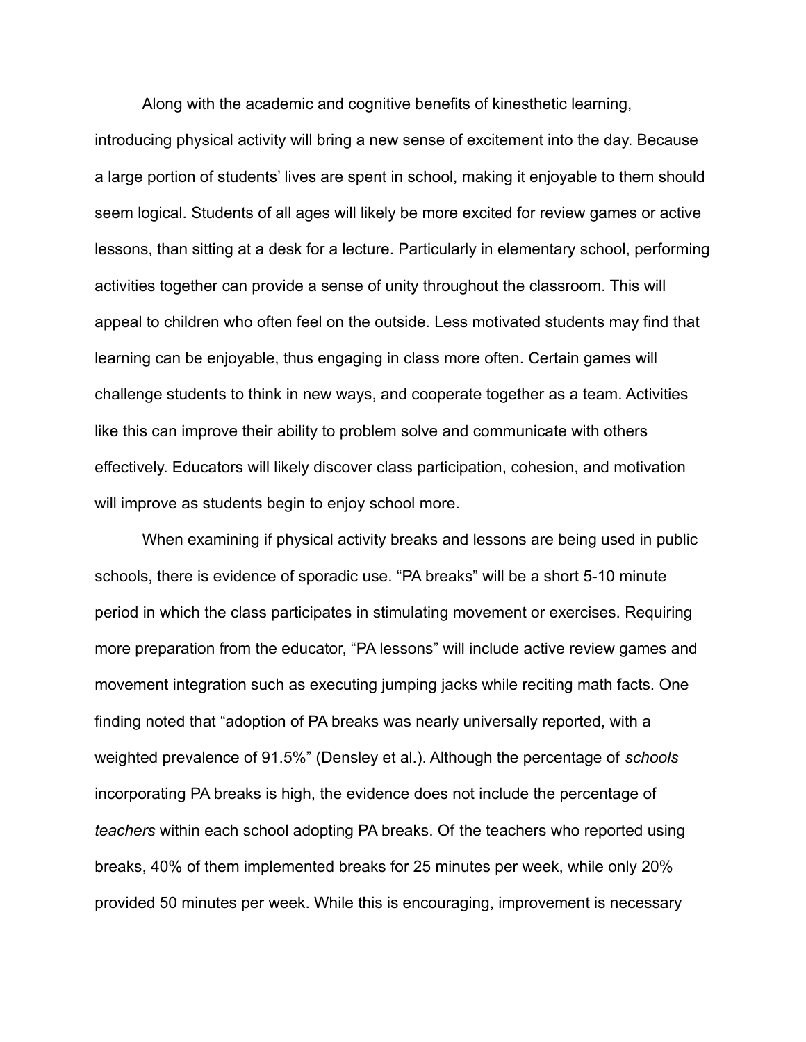Along with the academic and cognitive benefits of kinesthetic learning, introducing physical activity will bring a new sense of excitement into the day. Because a large portion of students' lives are spent in school, making it enjoyable to them should seem logical. Students of all ages will likely be more excited for review games or active lessons, than sitting at a desk for a lecture. Particularly in elementary school, performing activities together can provide a sense of unity throughout the classroom. This will appeal to children who often feel on the outside. Less motivated students may find that learning can be enjoyable, thus engaging in class more often. Certain games will challenge students to think in new ways, and cooperate together as a team. Activities like this can improve their ability to problem solve and communicate with others effectively. Educators will likely discover class participation, cohesion, and motivation will improve as students begin to enjoy school more.

When examining if physical activity breaks and lessons are being used in public schools, there is evidence of sporadic use. "PA breaks" will be a short 5-10 minute period in which the class participates in stimulating movement or exercises. Requiring more preparation from the educator, "PA lessons" will include active review games and movement integration such as executing jumping jacks while reciting math facts. One finding noted that "adoption of PA breaks was nearly universally reported, with a weighted prevalence of 91.5%" (Densley et al.). Although the percentage of *schools* incorporating PA breaks is high, the evidence does not include the percentage of *teachers* within each school adopting PA breaks. Of the teachers who reported using breaks, 40% of them implemented breaks for 25 minutes per week, while only 20% provided 50 minutes per week. While this is encouraging, improvement is necessary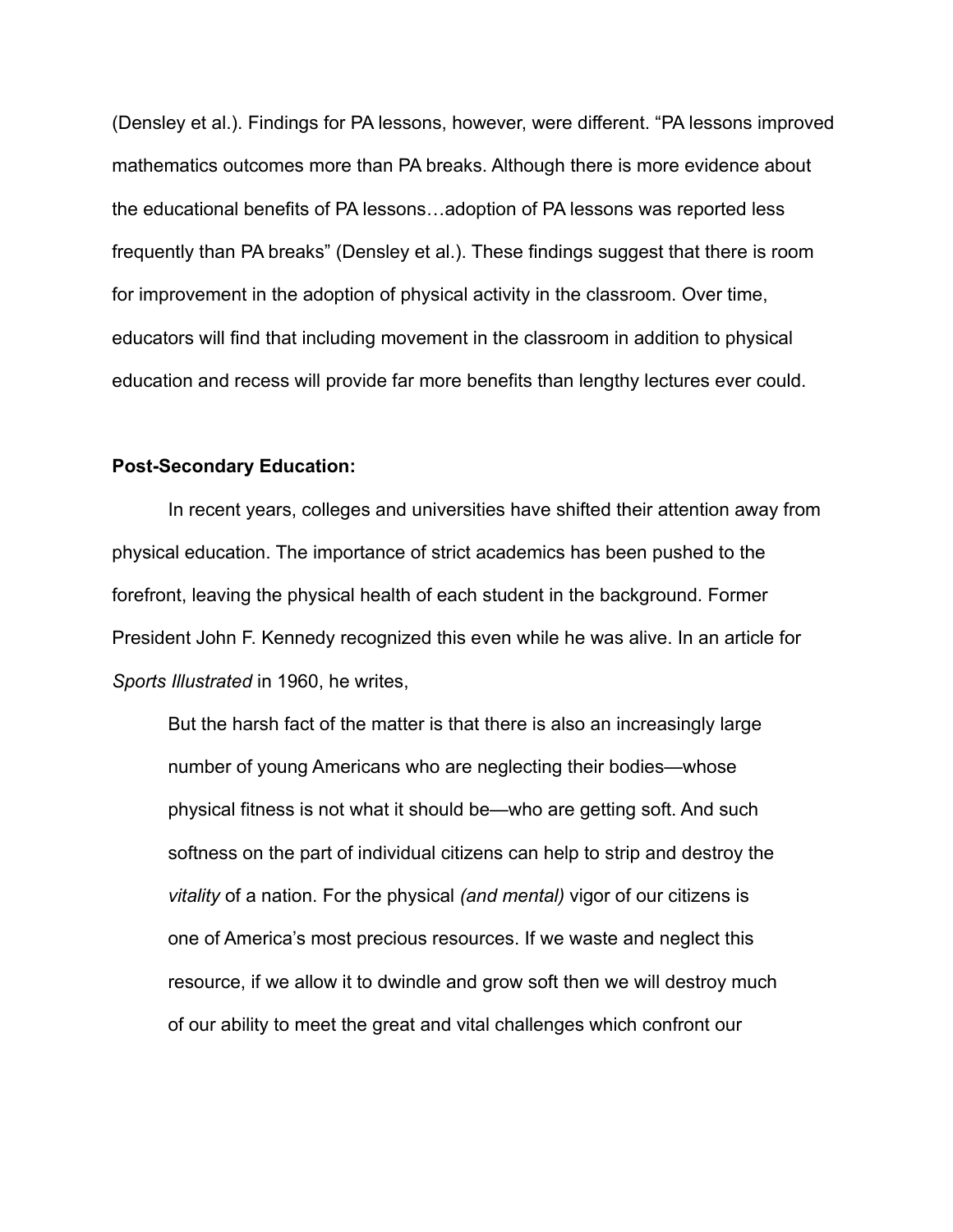(Densley et al.). Findings for PA lessons, however, were different. "PA lessons improved mathematics outcomes more than PA breaks. Although there is more evidence about the educational benefits of PA lessons…adoption of PA lessons was reported less frequently than PA breaks" (Densley et al.). These findings suggest that there is room for improvement in the adoption of physical activity in the classroom. Over time, educators will find that including movement in the classroom in addition to physical education and recess will provide far more benefits than lengthy lectures ever could.

**Post-Secondary Education:**

In recent years, colleges and universities have shifted their attention away from physical education. The importance of strict academics has been pushed to the forefront, leaving the physical health of each student in the background. Former President John F. Kennedy recognized this even while he was alive. In an article for *Sports Illustrated* in 1960, he writes,

> But the harsh fact of the matter is that there is also an increasingly large number of young Americans who are neglecting their bodies—whose physical fitness is not what it should be—who are getting soft. And such softness on the part of individual citizens can help to strip and destroy the *vitality* of a nation. For the physical *(and mental)* vigor of our citizens is one of America's most precious resources. If we waste and neglect this resource, if we allow it to dwindle and grow soft then we will destroy much of our ability to meet the great and vital challenges which confront our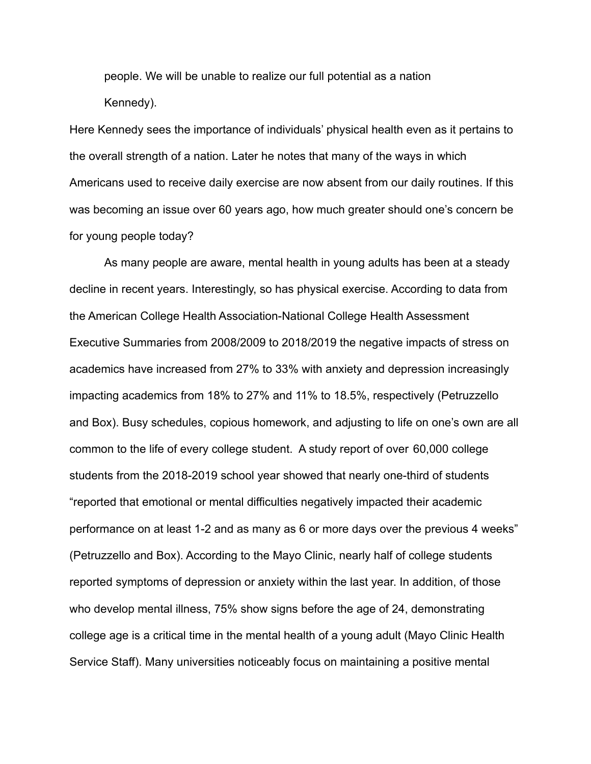people. We will be unable to realize our full potential as a nation

Kennedy).

Here Kennedy sees the importance of individuals' physical health even as it pertains to the overall strength of a nation. Later he notes that many of the ways in which Americans used to receive daily exercise are now absent from our daily routines. If this was becoming an issue over 60 years ago, how much greater should one's concern be for young people today?

As many people are aware, mental health in young adults has been at a steady decline in recent years. Interestingly, so has physical exercise. According to data from the American College Health Association-National College Health Assessment Executive Summaries from 2008/2009 to 2018/2019 the negative impacts of stress on academics have increased from 27% to 33% with anxiety and depression increasingly impacting academics from 18% to 27% and 11% to 18.5%, respectively (Petruzzello and Box). Busy schedules, copious homework, and adjusting to life on one's own are all common to the life of every college student. A study report of over 60,000 college students from the 2018-2019 school year showed that nearly one-third of students "reported that emotional or mental difficulties negatively impacted their academic performance on at least 1-2 and as many as 6 or more days over the previous 4 weeks" (Petruzzello and Box). According to the Mayo Clinic, nearly half of college students reported symptoms of depression or anxiety within the last year. In addition, of those who develop mental illness, 75% show signs before the age of 24, demonstrating college age is a critical time in the mental health of a young adult (Mayo Clinic Health Service Staff). Many universities noticeably focus on maintaining a positive mental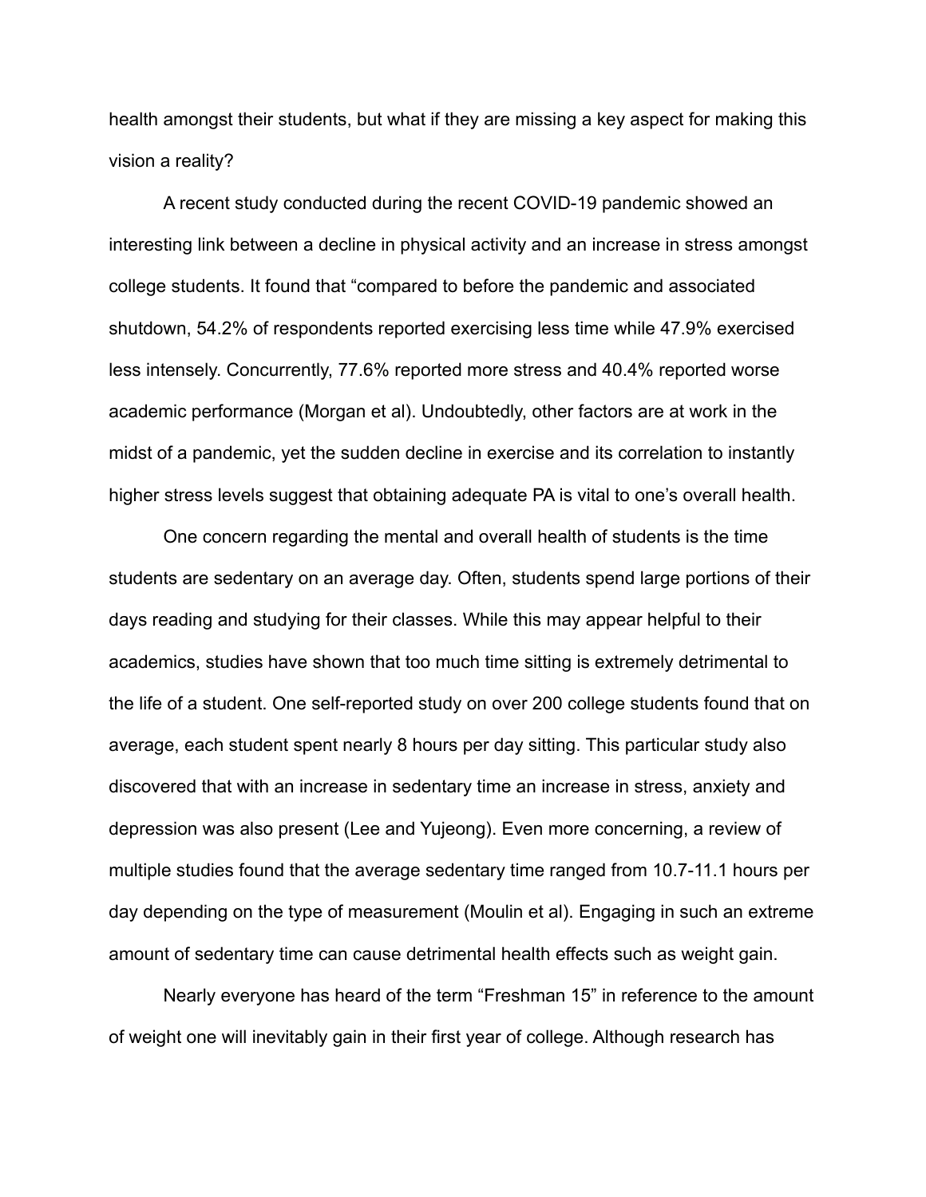health amongst their students, but what if they are missing a key aspect for making this vision a reality?

A recent study conducted during the recent COVID-19 pandemic showed an interesting link between a decline in physical activity and an increase in stress amongst college students. It found that "compared to before the pandemic and associated shutdown, 54.2% of respondents reported exercising less time while 47.9% exercised less intensely. Concurrently, 77.6% reported more stress and 40.4% reported worse academic performance (Morgan et al). Undoubtedly, other factors are at work in the midst of a pandemic, yet the sudden decline in exercise and its correlation to instantly higher stress levels suggest that obtaining adequate PA is vital to one's overall health.

One concern regarding the mental and overall health of students is the time students are sedentary on an average day. Often, students spend large portions of their days reading and studying for their classes. While this may appear helpful to their academics, studies have shown that too much time sitting is extremely detrimental to the life of a student. One self-reported study on over 200 college students found that on average, each student spent nearly 8 hours per day sitting. This particular study also discovered that with an increase in sedentary time an increase in stress, anxiety and depression was also present (Lee and Yujeong). Even more concerning, a review of multiple studies found that the average sedentary time ranged from 10.7-11.1 hours per day depending on the type of measurement (Moulin et al). Engaging in such an extreme amount of sedentary time can cause detrimental health effects such as weight gain.

Nearly everyone has heard of the term "Freshman 15" in reference to the amount of weight one will inevitably gain in their first year of college. Although research has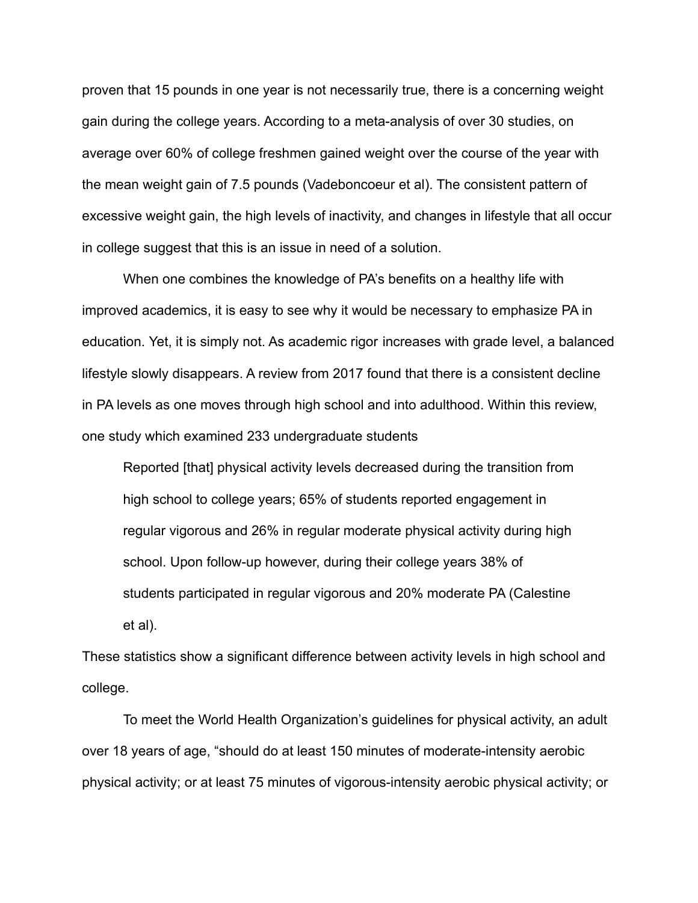proven that 15 pounds in one year is not necessarily true, there is a concerning weight gain during the college years. According to a meta-analysis of over 30 studies, on average over 60% of college freshmen gained weight over the course of the year with the mean weight gain of 7.5 pounds (Vadeboncoeur et al). The consistent pattern of excessive weight gain, the high levels of inactivity, and changes in lifestyle that all occur in college suggest that this is an issue in need of a solution.

When one combines the knowledge of PA's benefits on a healthy life with improved academics, it is easy to see why it would be necessary to emphasize PA in education. Yet, it is simply not. As academic rigor increases with grade level, a balanced lifestyle slowly disappears. A review from 2017 found that there is a consistent decline in PA levels as one moves through high school and into adulthood. Within this review, one study which examined 233 undergraduate students

> Reported [that] physical activity levels decreased during the transition from high school to college years; 65% of students reported engagement in regular vigorous and 26% in regular moderate physical activity during high school. Upon follow-up however, during their college years 38% of students participated in regular vigorous and 20% moderate PA (Calestine et al).

These statistics show a significant difference between activity levels in high school and college.

To meet the World Health Organization's guidelines for physical activity, an adult over 18 years of age, "should do at least 150 minutes of moderate-intensity aerobic physical activity; or at least 75 minutes of vigorous-intensity aerobic physical activity; or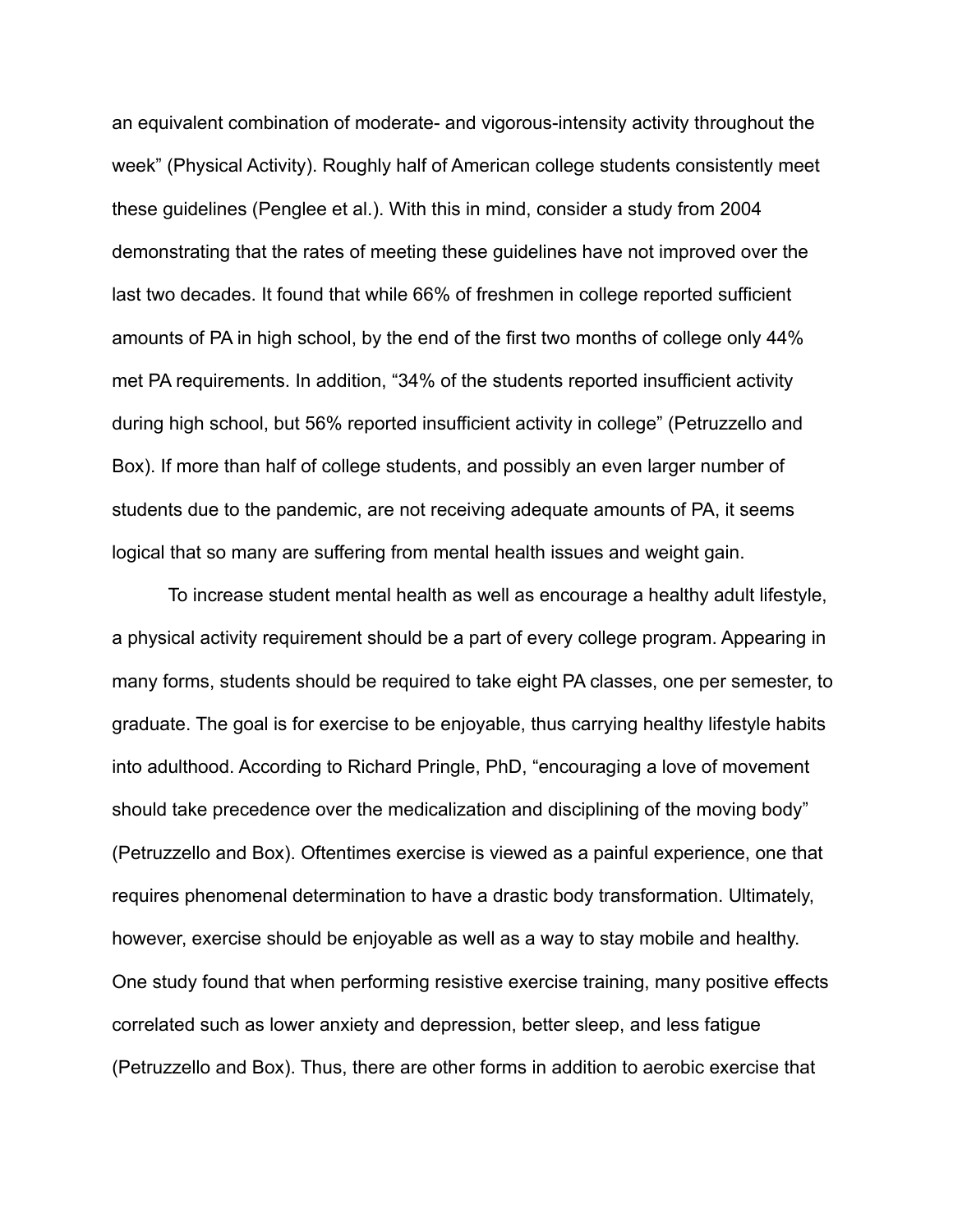an equivalent combination of moderate- and vigorous-intensity activity throughout the week" (Physical Activity). Roughly half of American college students consistently meet these guidelines (Penglee et al.). With this in mind, consider a study from 2004 demonstrating that the rates of meeting these guidelines have not improved over the last two decades. It found that while 66% of freshmen in college reported sufficient amounts of PA in high school, by the end of the first two months of college only 44% met PA requirements. In addition, "34% of the students reported insufficient activity during high school, but 56% reported insufficient activity in college" (Petruzzello and Box). If more than half of college students, and possibly an even larger number of students due to the pandemic, are not receiving adequate amounts of PA, it seems logical that so many are suffering from mental health issues and weight gain.

To increase student mental health as well as encourage a healthy adult lifestyle, a physical activity requirement should be a part of every college program. Appearing in many forms, students should be required to take eight PA classes, one per semester, to graduate. The goal is for exercise to be enjoyable, thus carrying healthy lifestyle habits into adulthood. According to Richard Pringle, PhD, "encouraging a love of movement should take precedence over the medicalization and disciplining of the moving body" (Petruzzello and Box). Oftentimes exercise is viewed as a painful experience, one that requires phenomenal determination to have a drastic body transformation. Ultimately, however, exercise should be enjoyable as well as a way to stay mobile and healthy. One study found that when performing resistive exercise training, many positive effects correlated such as lower anxiety and depression, better sleep, and less fatigue (Petruzzello and Box). Thus, there are other forms in addition to aerobic exercise that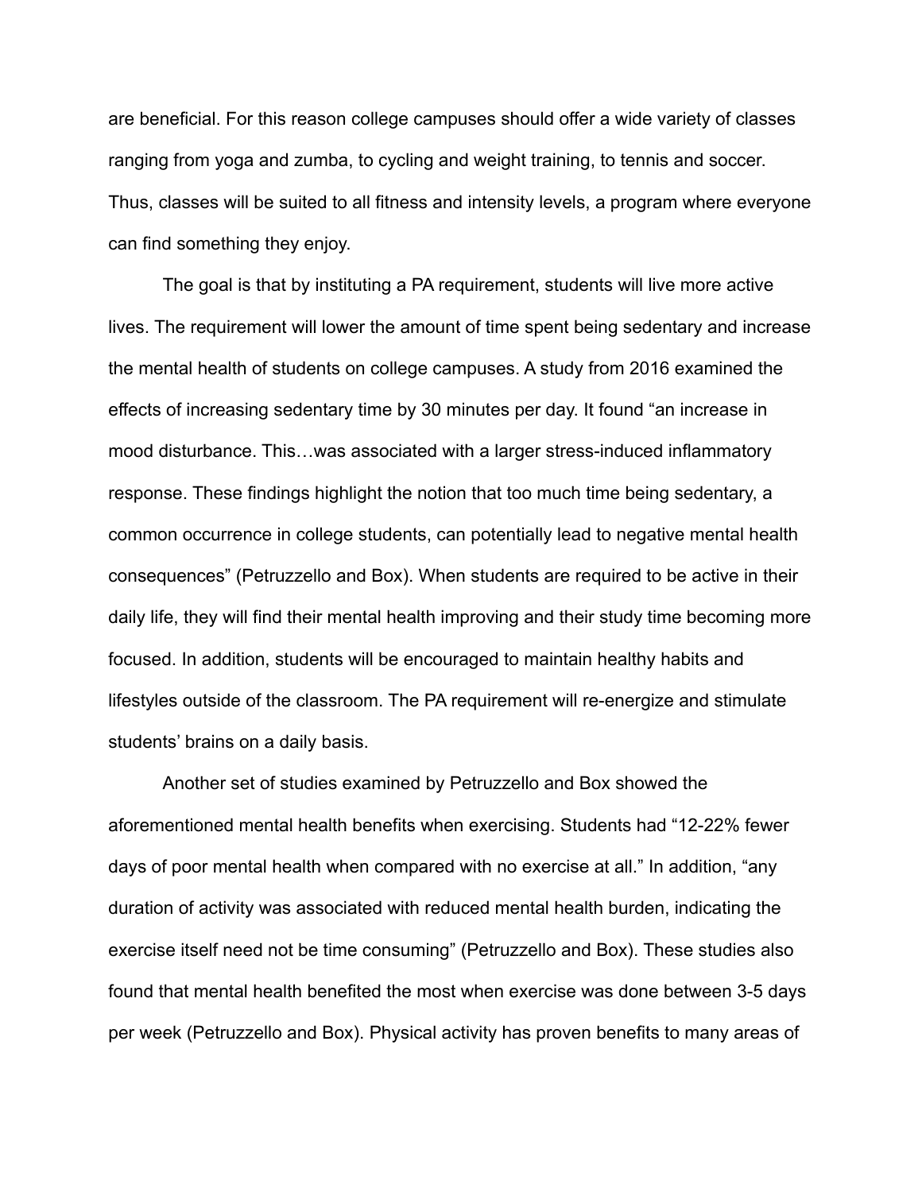are beneficial. For this reason college campuses should offer a wide variety of classes ranging from yoga and zumba, to cycling and weight training, to tennis and soccer. Thus, classes will be suited to all fitness and intensity levels, a program where everyone can find something they enjoy.

The goal is that by instituting a PA requirement, students will live more active lives. The requirement will lower the amount of time spent being sedentary and increase the mental health of students on college campuses. A study from 2016 examined the effects of increasing sedentary time by 30 minutes per day. It found "an increase in mood disturbance. This…was associated with a larger stress-induced inflammatory response. These findings highlight the notion that too much time being sedentary, a common occurrence in college students, can potentially lead to negative mental health consequences" (Petruzzello and Box). When students are required to be active in their daily life, they will find their mental health improving and their study time becoming more focused. In addition, students will be encouraged to maintain healthy habits and lifestyles outside of the classroom. The PA requirement will re-energize and stimulate students' brains on a daily basis.

Another set of studies examined by Petruzzello and Box showed the aforementioned mental health benefits when exercising. Students had "12-22% fewer days of poor mental health when compared with no exercise at all." In addition, "any duration of activity was associated with reduced mental health burden, indicating the exercise itself need not be time consuming" (Petruzzello and Box). These studies also found that mental health benefited the most when exercise was done between 3-5 days per week (Petruzzello and Box). Physical activity has proven benefits to many areas of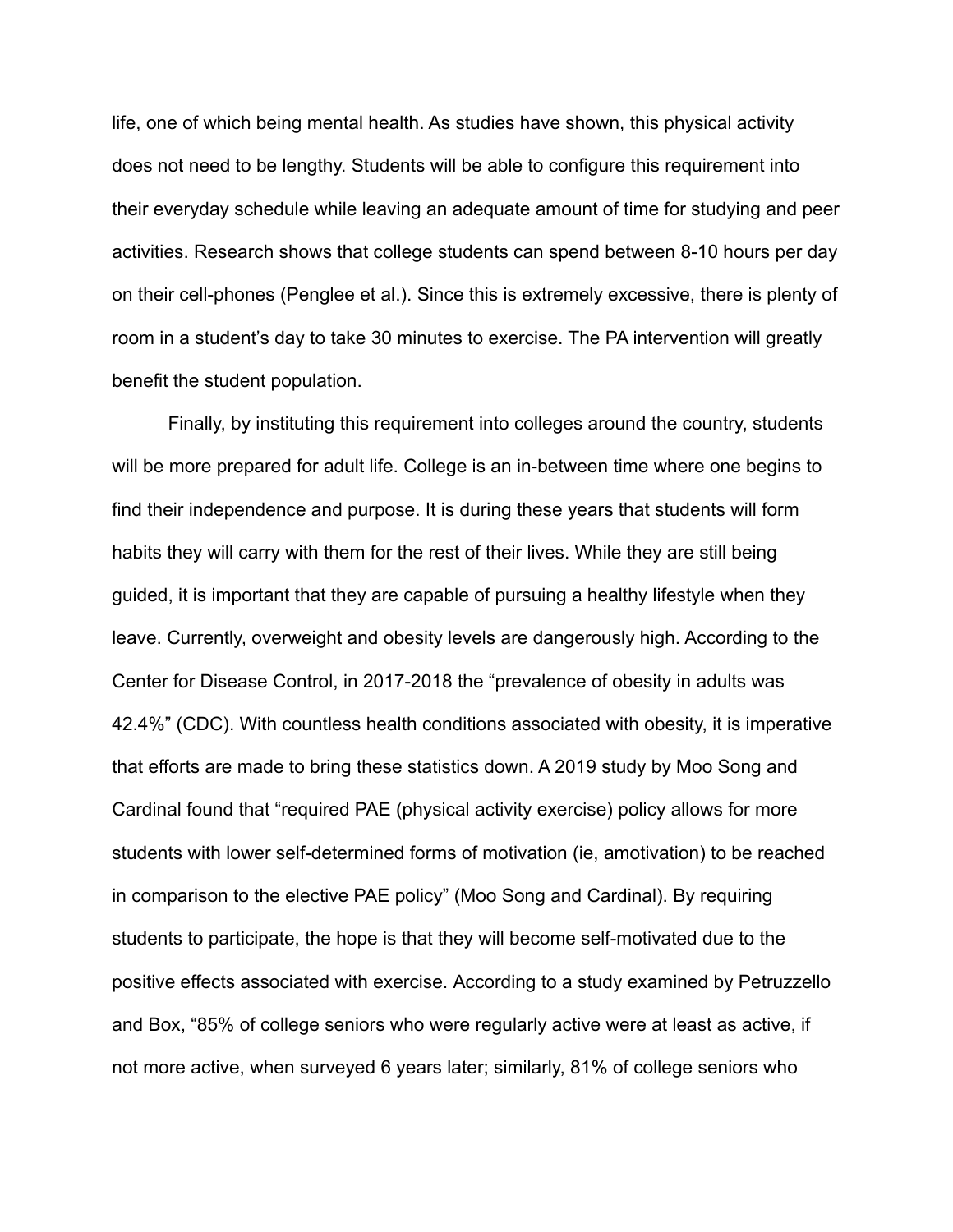life, one of which being mental health. As studies have shown, this physical activity does not need to be lengthy. Students will be able to configure this requirement into their everyday schedule while leaving an adequate amount of time for studying and peer activities. Research shows that college students can spend between 8-10 hours per day on their cell-phones (Penglee et al.). Since this is extremely excessive, there is plenty of room in a student's day to take 30 minutes to exercise. The PA intervention will greatly benefit the student population.

Finally, by instituting this requirement into colleges around the country, students will be more prepared for adult life. College is an in-between time where one begins to find their independence and purpose. It is during these years that students will form habits they will carry with them for the rest of their lives. While they are still being guided, it is important that they are capable of pursuing a healthy lifestyle when they leave. Currently, overweight and obesity levels are dangerously high. According to the Center for Disease Control, in 2017-2018 the "prevalence of obesity in adults was 42.4%" (CDC). With countless health conditions associated with obesity, it is imperative that efforts are made to bring these statistics down. A 2019 study by Moo Song and Cardinal found that "required PAE (physical activity exercise) policy allows for more students with lower self-determined forms of motivation (ie, amotivation) to be reached in comparison to the elective PAE policy" (Moo Song and Cardinal). By requiring students to participate, the hope is that they will become self-motivated due to the positive effects associated with exercise. According to a study examined by Petruzzello and Box, "85% of college seniors who were regularly active were at least as active, if not more active, when surveyed 6 years later; similarly, 81% of college seniors who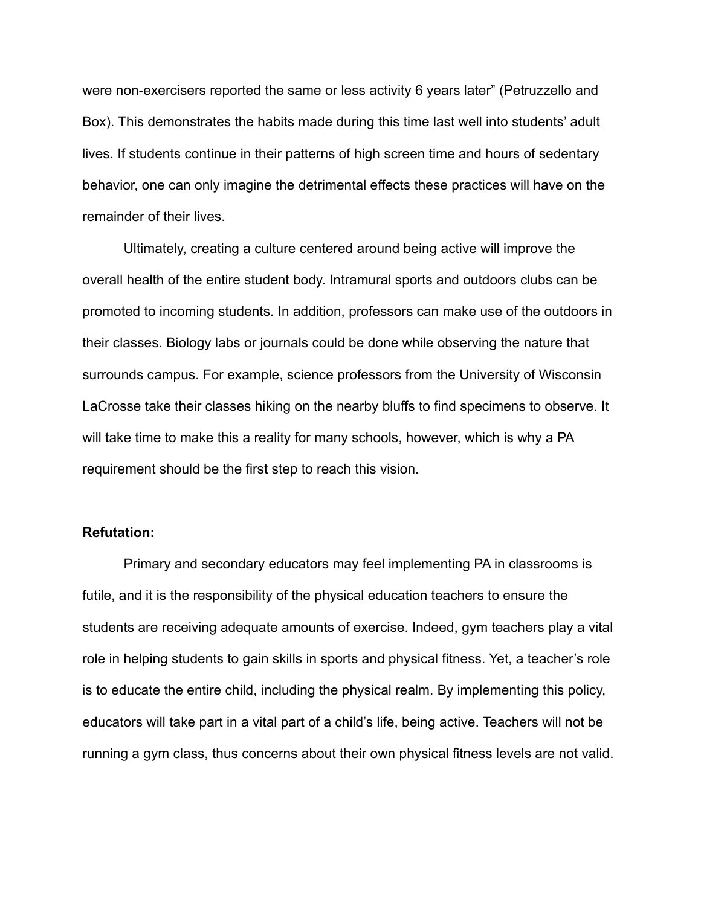were non-exercisers reported the same or less activity 6 years later" (Petruzzello and Box). This demonstrates the habits made during this time last well into students' adult lives. If students continue in their patterns of high screen time and hours of sedentary behavior, one can only imagine the detrimental effects these practices will have on the remainder of their lives.

Ultimately, creating a culture centered around being active will improve the overall health of the entire student body. Intramural sports and outdoors clubs can be promoted to incoming students. In addition, professors can make use of the outdoors in their classes. Biology labs or journals could be done while observing the nature that surrounds campus. For example, science professors from the University of Wisconsin LaCrosse take their classes hiking on the nearby bluffs to find specimens to observe. It will take time to make this a reality for many schools, however, which is why a PA requirement should be the first step to reach this vision.

**Refutation:**

Primary and secondary educators may feel implementing PA in classrooms is futile, and it is the responsibility of the physical education teachers to ensure the students are receiving adequate amounts of exercise. Indeed, gym teachers play a vital role in helping students to gain skills in sports and physical fitness. Yet, a teacher's role is to educate the entire child, including the physical realm. By implementing this policy, educators will take part in a vital part of a child's life, being active. Teachers will not be running a gym class, thus concerns about their own physical fitness levels are not valid.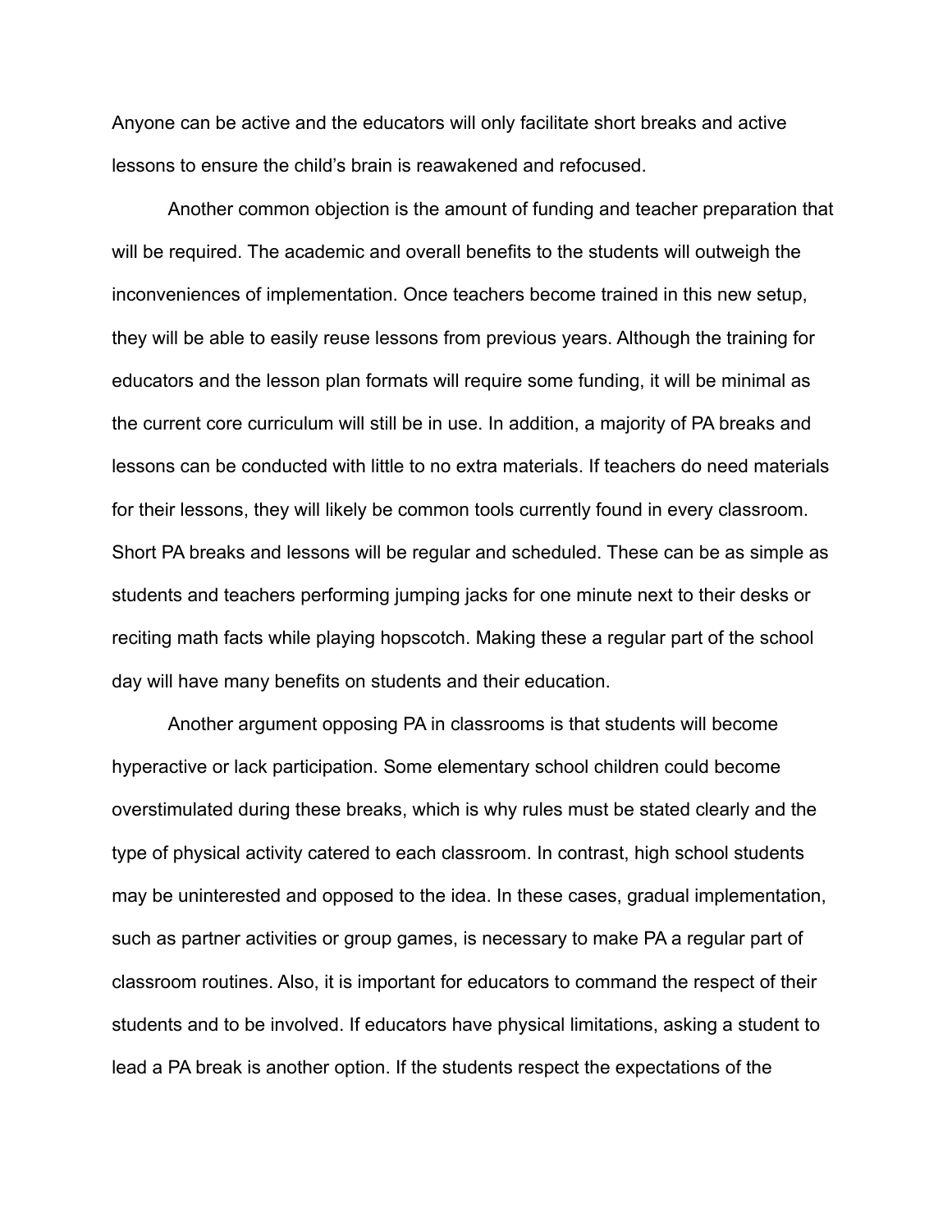Anyone can be active and the educators will only facilitate short breaks and active lessons to ensure the child's brain is reawakened and refocused.

Another common objection is the amount of funding and teacher preparation that will be required. The academic and overall benefits to the students will outweigh the inconveniences of implementation. Once teachers become trained in this new setup, they will be able to easily reuse lessons from previous years. Although the training for educators and the lesson plan formats will require some funding, it will be minimal as the current core curriculum will still be in use. In addition, a majority of PA breaks and lessons can be conducted with little to no extra materials. If teachers do need materials for their lessons, they will likely be common tools currently found in every classroom. Short PA breaks and lessons will be regular and scheduled. These can be as simple as students and teachers performing jumping jacks for one minute next to their desks or reciting math facts while playing hopscotch. Making these a regular part of the school day will have many benefits on students and their education.

Another argument opposing PA in classrooms is that students will become hyperactive or lack participation. Some elementary school children could become overstimulated during these breaks, which is why rules must be stated clearly and the type of physical activity catered to each classroom. In contrast, high school students may be uninterested and opposed to the idea. In these cases, gradual implementation, such as partner activities or group games, is necessary to make PA a regular part of classroom routines. Also, it is important for educators to command the respect of their students and to be involved. If educators have physical limitations, asking a student to lead a PA break is another option. If the students respect the expectations of the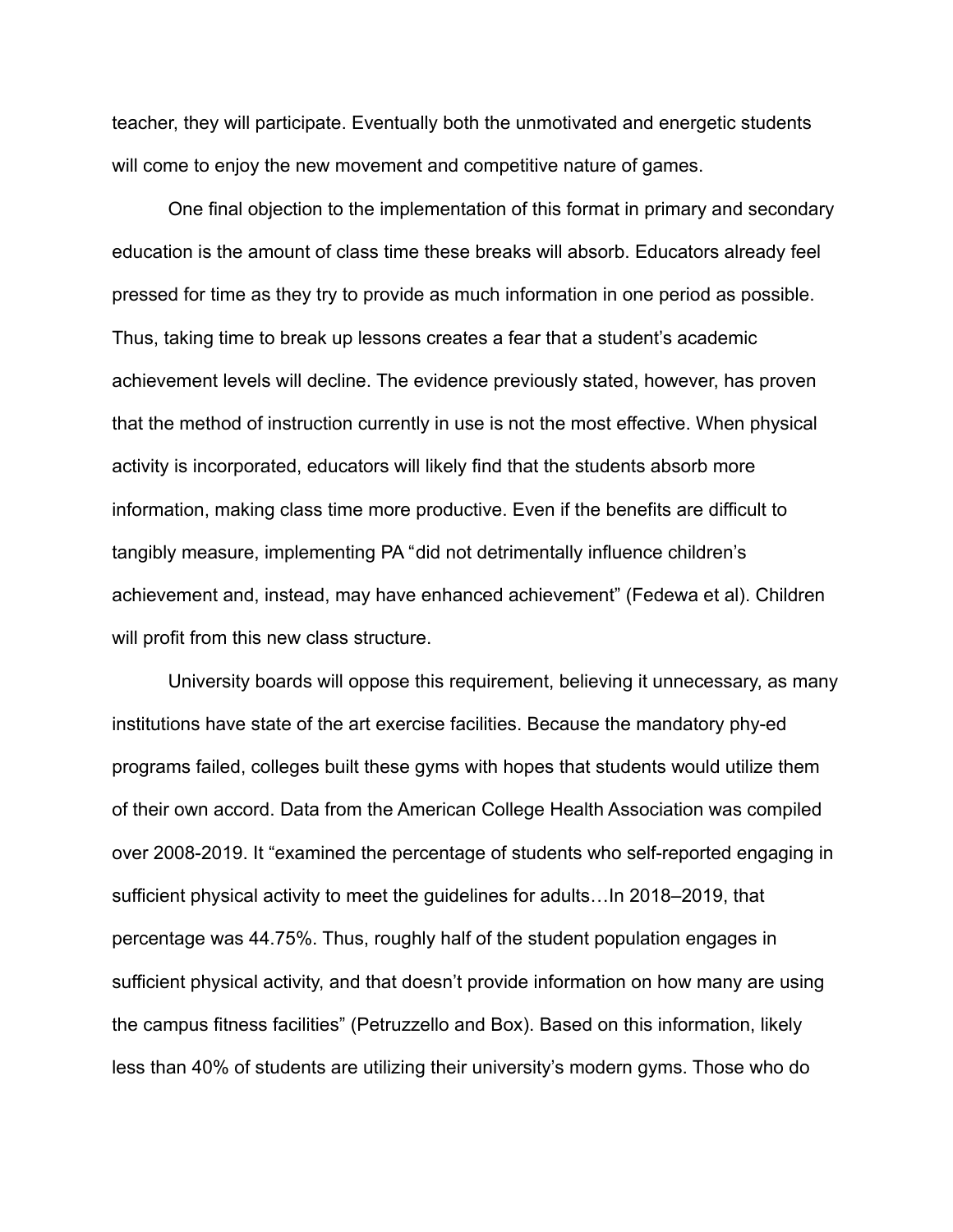teacher, they will participate. Eventually both the unmotivated and energetic students will come to enjoy the new movement and competitive nature of games.

One final objection to the implementation of this format in primary and secondary education is the amount of class time these breaks will absorb. Educators already feel pressed for time as they try to provide as much information in one period as possible. Thus, taking time to break up lessons creates a fear that a student's academic achievement levels will decline. The evidence previously stated, however, has proven that the method of instruction currently in use is not the most effective. When physical activity is incorporated, educators will likely find that the students absorb more information, making class time more productive. Even if the benefits are difficult to tangibly measure, implementing PA "did not detrimentally influence children's achievement and, instead, may have enhanced achievement" (Fedewa et al). Children will profit from this new class structure.

University boards will oppose this requirement, believing it unnecessary, as many institutions have state of the art exercise facilities. Because the mandatory phy-ed programs failed, colleges built these gyms with hopes that students would utilize them of their own accord. Data from the American College Health Association was compiled over 2008-2019. It "examined the percentage of students who self-reported engaging in sufficient physical activity to meet the guidelines for adults…In 2018–2019, that percentage was 44.75%. Thus, roughly half of the student population engages in sufficient physical activity, and that doesn't provide information on how many are using the campus fitness facilities" (Petruzzello and Box). Based on this information, likely less than 40% of students are utilizing their university's modern gyms. Those who do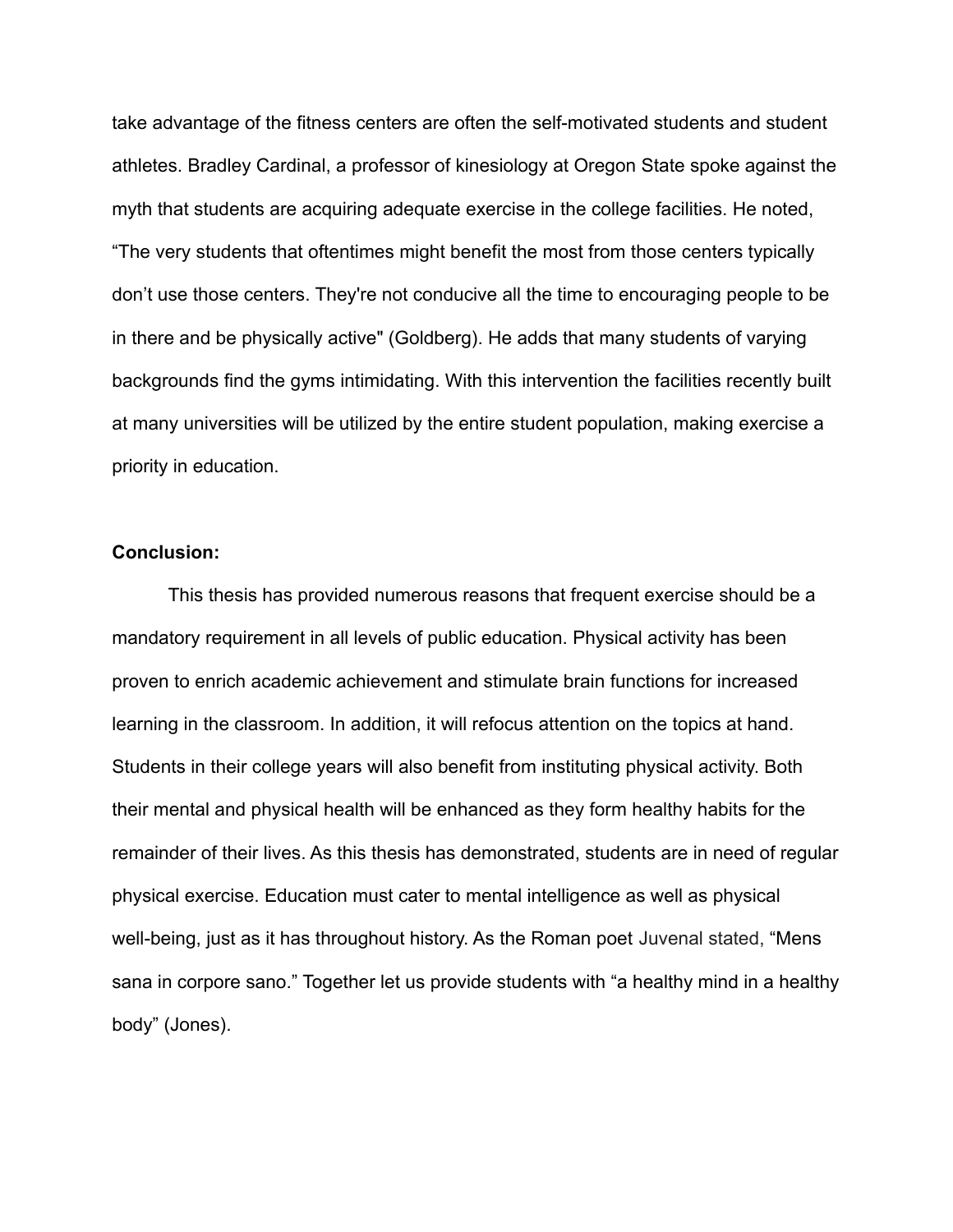take advantage of the fitness centers are often the self-motivated students and student athletes. Bradley Cardinal, a professor of kinesiology at Oregon State spoke against the myth that students are acquiring adequate exercise in the college facilities. He noted, “The very students that oftentimes might benefit the most from those centers typically don’t use those centers. They're not conducive all the time to encouraging people to be in there and be physically active" (Goldberg). He adds that many students of varying backgrounds find the gyms intimidating. With this intervention the facilities recently built at many universities will be utilized by the entire student population, making exercise a priority in education.

**Conclusion:**

This thesis has provided numerous reasons that frequent exercise should be a mandatory requirement in all levels of public education. Physical activity has been proven to enrich academic achievement and stimulate brain functions for increased learning in the classroom. In addition, it will refocus attention on the topics at hand. Students in their college years will also benefit from instituting physical activity. Both their mental and physical health will be enhanced as they form healthy habits for the remainder of their lives. As this thesis has demonstrated, students are in need of regular physical exercise. Education must cater to mental intelligence as well as physical well-being, just as it has throughout history. As the Roman poet Juvenal stated, “Mens sana in corpore sano.” Together let us provide students with “a healthy mind in a healthy body” (Jones).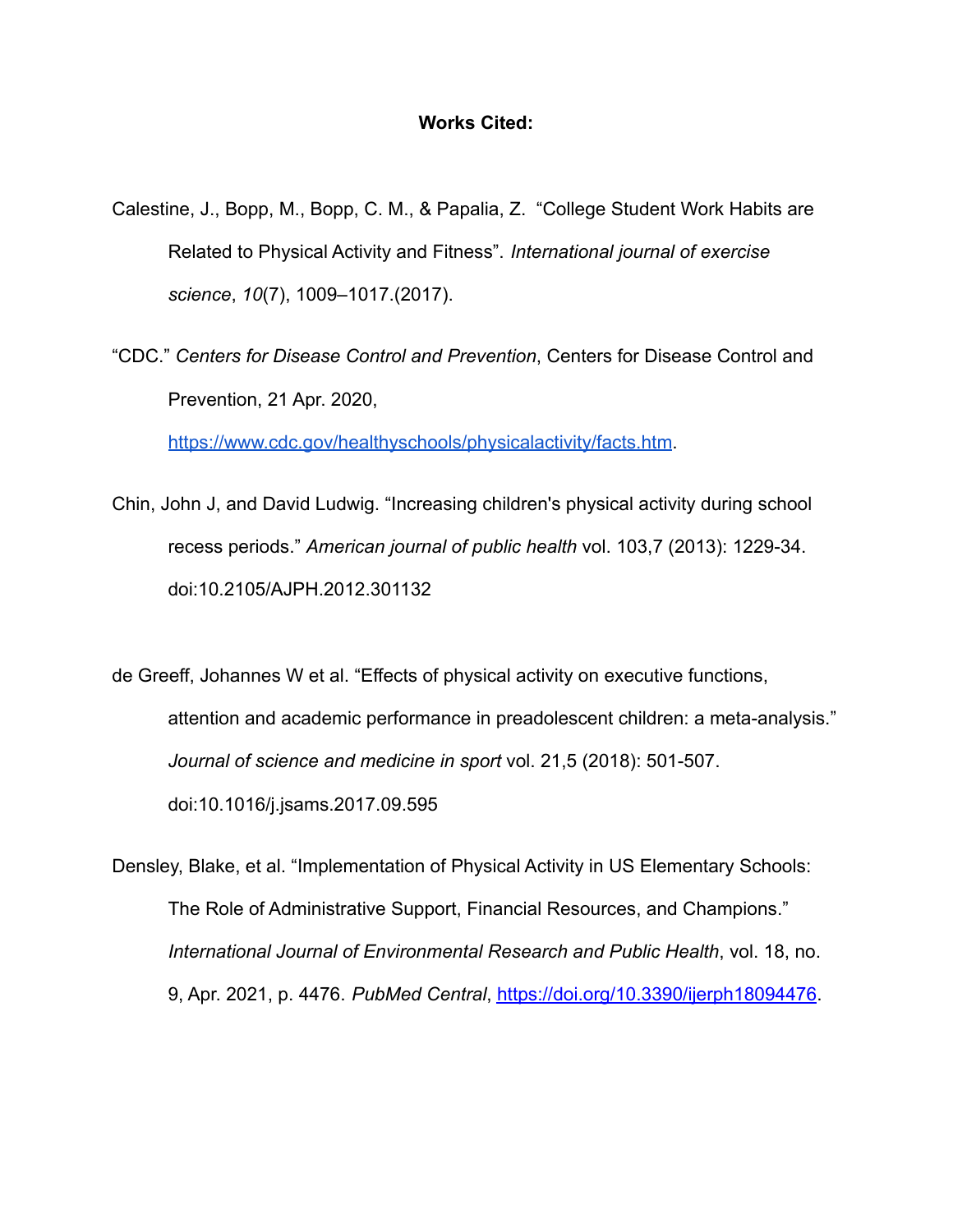**Works Cited:**

Calestine, J., Bopp, M., Bopp, C. M., & Papalia, Z.  "College Student Work Habits are Related to Physical Activity and Fitness". *International journal of exercise science*, *10*(7), 1009–1017.(2017).

"CDC." *Centers for Disease Control and Prevention*, Centers for Disease Control and Prevention, 21 Apr. 2020, https://www.cdc.gov/healthyschools/physicalactivity/facts.htm.

Chin, John J, and David Ludwig. "Increasing children's physical activity during school recess periods." *American journal of public health* vol. 103,7 (2013): 1229-34. doi:10.2105/AJPH.2012.301132

de Greeff, Johannes W et al. "Effects of physical activity on executive functions, attention and academic performance in preadolescent children: a meta-analysis." *Journal of science and medicine in sport* vol. 21,5 (2018): 501-507. doi:10.1016/j.jsams.2017.09.595

Densley, Blake, et al. "Implementation of Physical Activity in US Elementary Schools: The Role of Administrative Support, Financial Resources, and Champions." *International Journal of Environmental Research and Public Health*, vol. 18, no. 9, Apr. 2021, p. 4476. *PubMed Central*, https://doi.org/10.3390/ijerph18094476.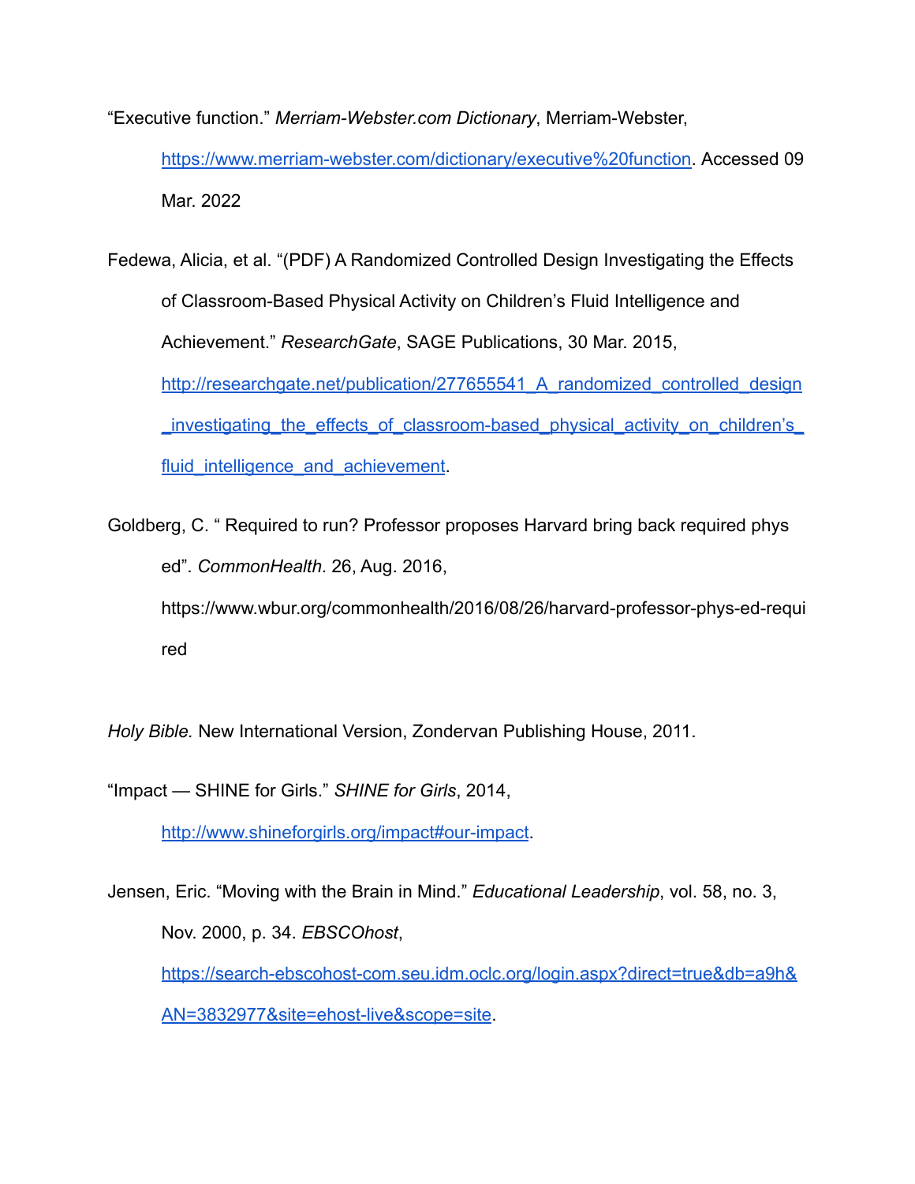“Executive function.” *Merriam-Webster.com Dictionary*, Merriam-Webster, https://www.merriam-webster.com/dictionary/executive%20function. Accessed 09 Mar. 2022

Fedewa, Alicia, et al. “(PDF) A Randomized Controlled Design Investigating the Effects of Classroom-Based Physical Activity on Children’s Fluid Intelligence and Achievement.” *ResearchGate*, SAGE Publications, 30 Mar. 2015, http://researchgate.net/publication/277655541_A_randomized_controlled_design_investigating_the_effects_of_classroom-based_physical_activity_on_children’s_fluid_intelligence_and_achievement.

Goldberg, C. “ Required to run? Professor proposes Harvard bring back required phys ed”. *CommonHealth*. 26, Aug. 2016, https://www.wbur.org/commonhealth/2016/08/26/harvard-professor-phys-ed-required

*Holy Bible.* New International Version, Zondervan Publishing House, 2011.

“Impact — SHINE for Girls.” *SHINE for Girls*, 2014, http://www.shineforgirls.org/impact#our-impact.

Jensen, Eric. “Moving with the Brain in Mind.” *Educational Leadership*, vol. 58, no. 3, Nov. 2000, p. 34. *EBSCOhost*, https://search-ebscohost-com.seu.idm.oclc.org/login.aspx?direct=true&db=a9h&AN=3832977&site=ehost-live&scope=site.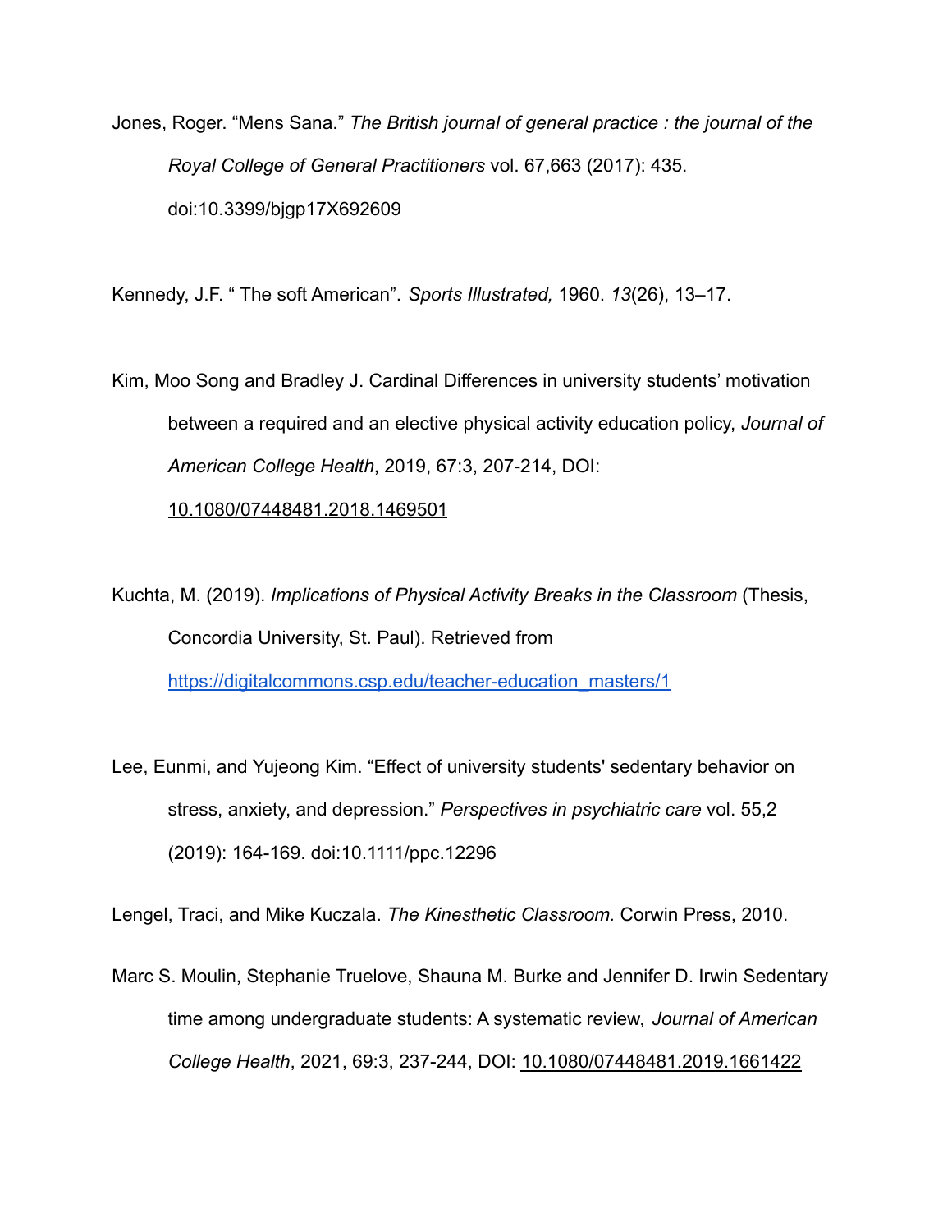Jones, Roger. "Mens Sana." *The British journal of general practice : the journal of the Royal College of General Practitioners* vol. 67,663 (2017): 435. doi:10.3399/bjgp17X692609

Kennedy, J.F. " The soft American". *Sports Illustrated,* 1960. *13*(26), 13–17.

Kim, Moo Song and Bradley J. Cardinal Differences in university students' motivation between a required and an elective physical activity education policy, *Journal of American College Health*, 2019, 67:3, 207-214, DOI: 10.1080/07448481.2018.1469501

Kuchta, M. (2019). *Implications of Physical Activity Breaks in the Classroom* (Thesis, Concordia University, St. Paul). Retrieved from https://digitalcommons.csp.edu/teacher-education_masters/1

Lee, Eunmi, and Yujeong Kim. "Effect of university students' sedentary behavior on stress, anxiety, and depression." *Perspectives in psychiatric care* vol. 55,2 (2019): 164-169. doi:10.1111/ppc.12296

Lengel, Traci, and Mike Kuczala. *The Kinesthetic Classroom.* Corwin Press, 2010.

Marc S. Moulin, Stephanie Truelove, Shauna M. Burke and Jennifer D. Irwin Sedentary time among undergraduate students: A systematic review, *Journal of American College Health*, 2021, 69:3, 237-244, DOI: 10.1080/07448481.2019.1661422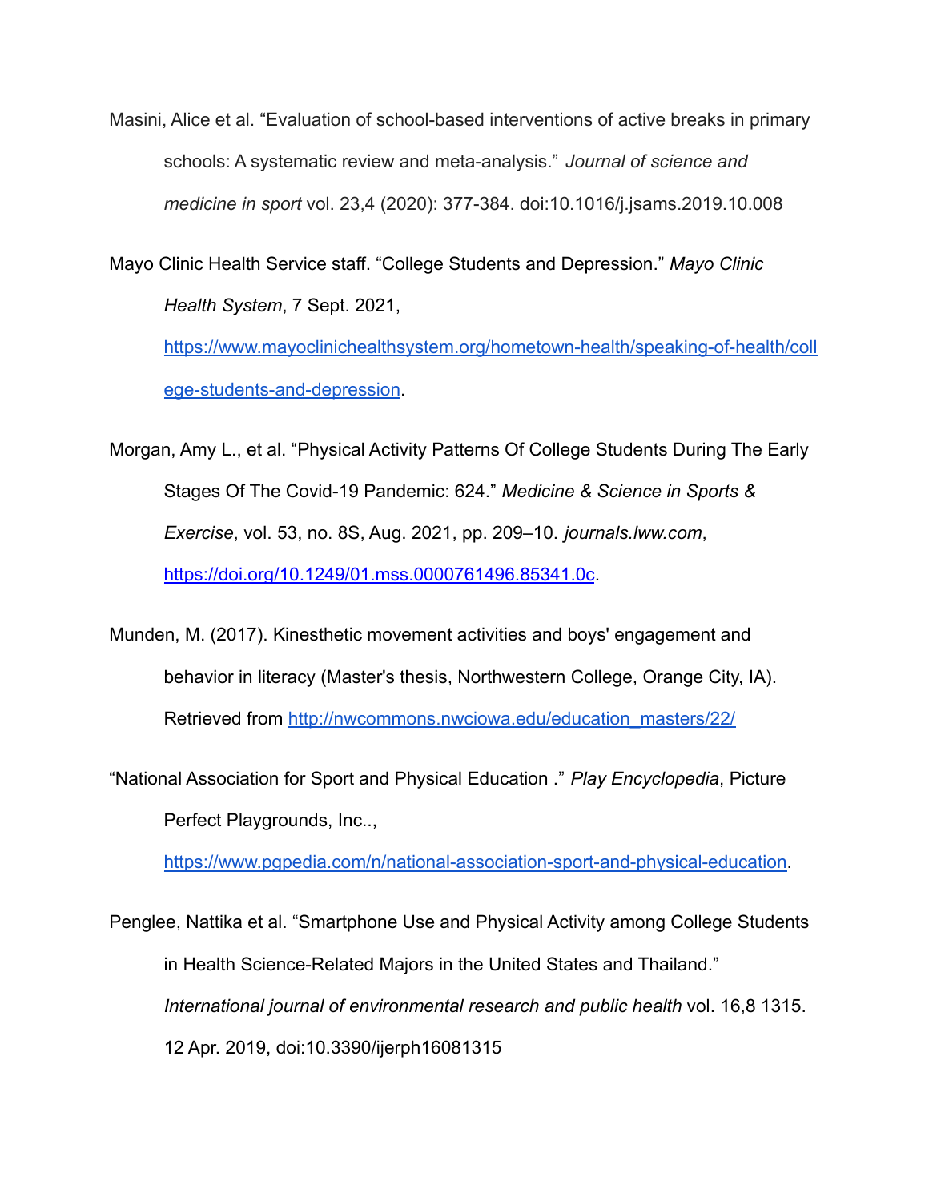Masini, Alice et al. “Evaluation of school-based interventions of active breaks in primary schools: A systematic review and meta-analysis.” *Journal of science and medicine in sport* vol. 23,4 (2020): 377-384. doi:10.1016/j.jsams.2019.10.008

Mayo Clinic Health Service staff. “College Students and Depression.” *Mayo Clinic Health System*, 7 Sept. 2021, https://www.mayoclinichealthsystem.org/hometown-health/speaking-of-health/college-students-and-depression.

Morgan, Amy L., et al. “Physical Activity Patterns Of College Students During The Early Stages Of The Covid-19 Pandemic: 624.” *Medicine & Science in Sports & Exercise*, vol. 53, no. 8S, Aug. 2021, pp. 209–10. *journals.lww.com*, https://doi.org/10.1249/01.mss.0000761496.85341.0c.

Munden, M. (2017). Kinesthetic movement activities and boys' engagement and behavior in literacy (Master's thesis, Northwestern College, Orange City, IA). Retrieved from http://nwcommons.nwciowa.edu/education_masters/22/

“National Association for Sport and Physical Education .” *Play Encyclopedia*, Picture Perfect Playgrounds, Inc.., https://www.pgpedia.com/n/national-association-sport-and-physical-education.

Penglee, Nattika et al. “Smartphone Use and Physical Activity among College Students in Health Science-Related Majors in the United States and Thailand.” *International journal of environmental research and public health* vol. 16,8 1315. 12 Apr. 2019, doi:10.3390/ijerph16081315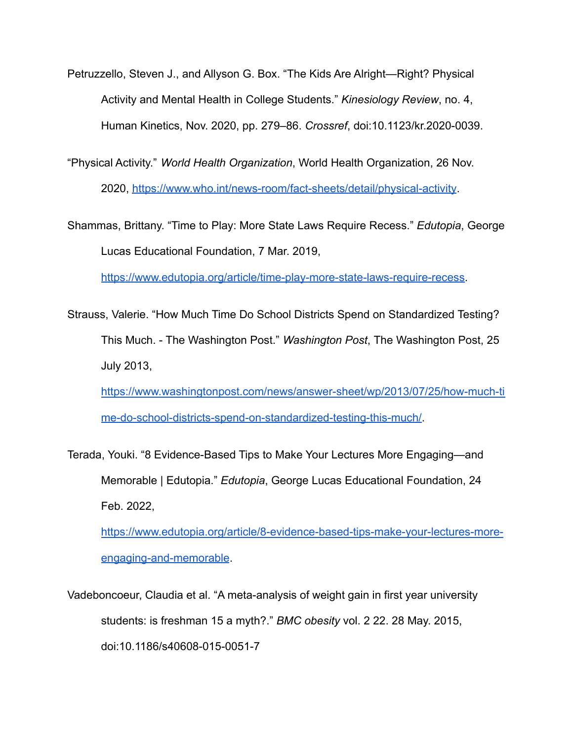Petruzzello, Steven J., and Allyson G. Box. "The Kids Are Alright—Right? Physical Activity and Mental Health in College Students." *Kinesiology Review*, no. 4, Human Kinetics, Nov. 2020, pp. 279–86. *Crossref*, doi:10.1123/kr.2020-0039.

"Physical Activity." *World Health Organization*, World Health Organization, 26 Nov. 2020, https://www.who.int/news-room/fact-sheets/detail/physical-activity.

Shammas, Brittany. "Time to Play: More State Laws Require Recess." *Edutopia*, George Lucas Educational Foundation, 7 Mar. 2019, https://www.edutopia.org/article/time-play-more-state-laws-require-recess.

Strauss, Valerie. "How Much Time Do School Districts Spend on Standardized Testing? This Much. - The Washington Post." *Washington Post*, The Washington Post, 25 July 2013, https://www.washingtonpost.com/news/answer-sheet/wp/2013/07/25/how-much-time-do-school-districts-spend-on-standardized-testing-this-much/.

Terada, Youki. "8 Evidence-Based Tips to Make Your Lectures More Engaging—and Memorable | Edutopia." *Edutopia*, George Lucas Educational Foundation, 24 Feb. 2022, https://www.edutopia.org/article/8-evidence-based-tips-make-your-lectures-more-engaging-and-memorable.

Vadeboncoeur, Claudia et al. "A meta-analysis of weight gain in first year university students: is freshman 15 a myth?." *BMC obesity* vol. 2 22. 28 May. 2015, doi:10.1186/s40608-015-0051-7